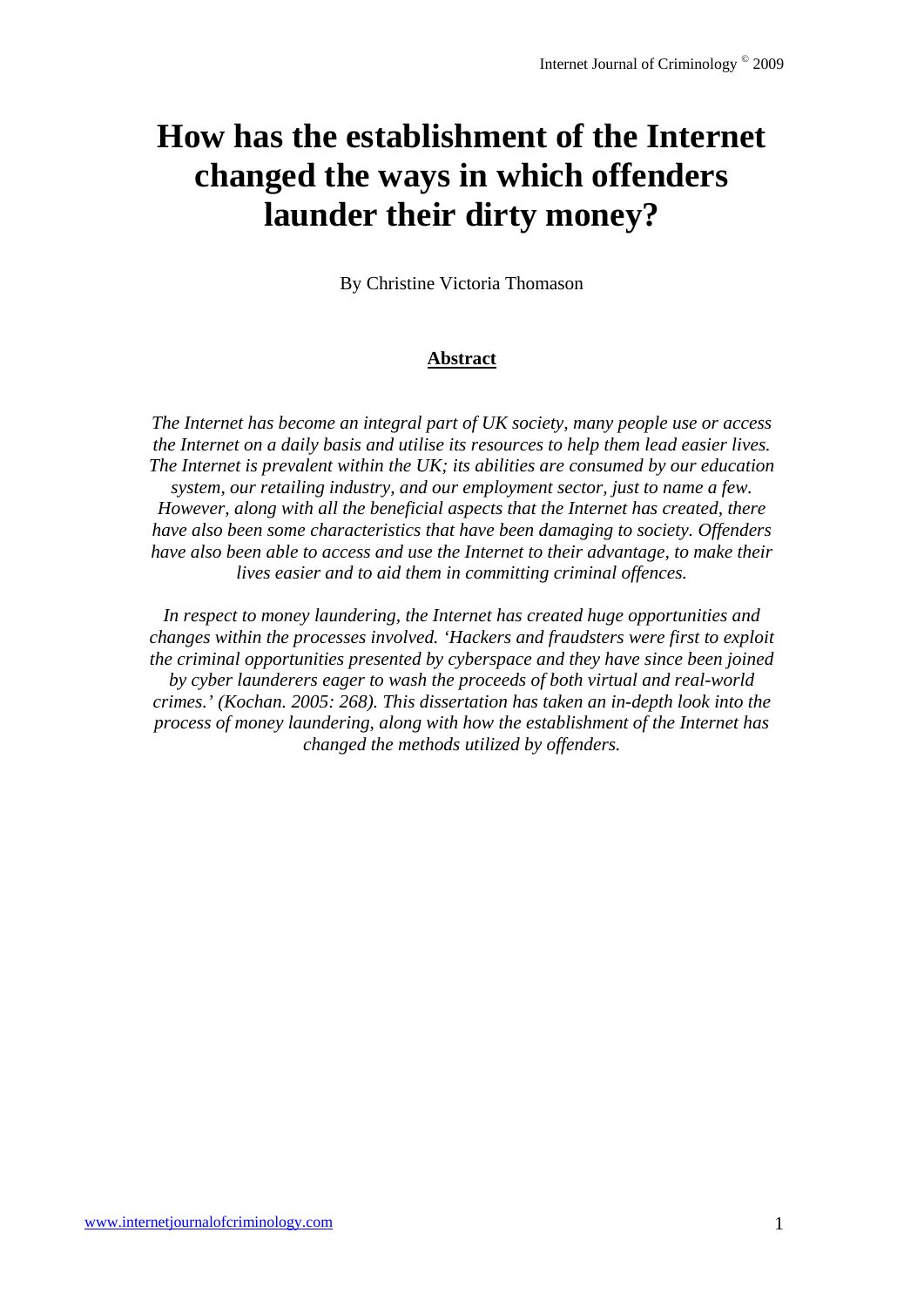# How has the establishment of the Internet changed the ways in which offenders launder their dirty money?

By Christine Victoria Thomason

## Abstract

*The Internet has become an integral part of UK society, many people use or access the Internet on a daily basis and utilise its resources to help them lead easier lives. The Internet is prevalent within the UK; its abilities are consumed by our education system, our retailing industry, and our employment sector, just to name a few. However, along with all the beneficial aspects that the Internet has created, there have also been some characteristics that have been damaging to society. Offenders have also been able to access and use the Internet to their advantage, to make their lives easier and to aid them in committing criminal offences.*

*In respect to money laundering, the Internet has created huge opportunities and changes within the processes involved. 'Hackers and fraudsters were first to exploit the criminal opportunities presented by cyberspace and they have since been joined by cyber launderers eager to wash the proceeds of both virtual and real-world crimes.' (Kochan. 2005: 268). This dissertation has taken an in-depth look into the process of money laundering, along with how the establishment of the Internet has changed the methods utilized by offenders.*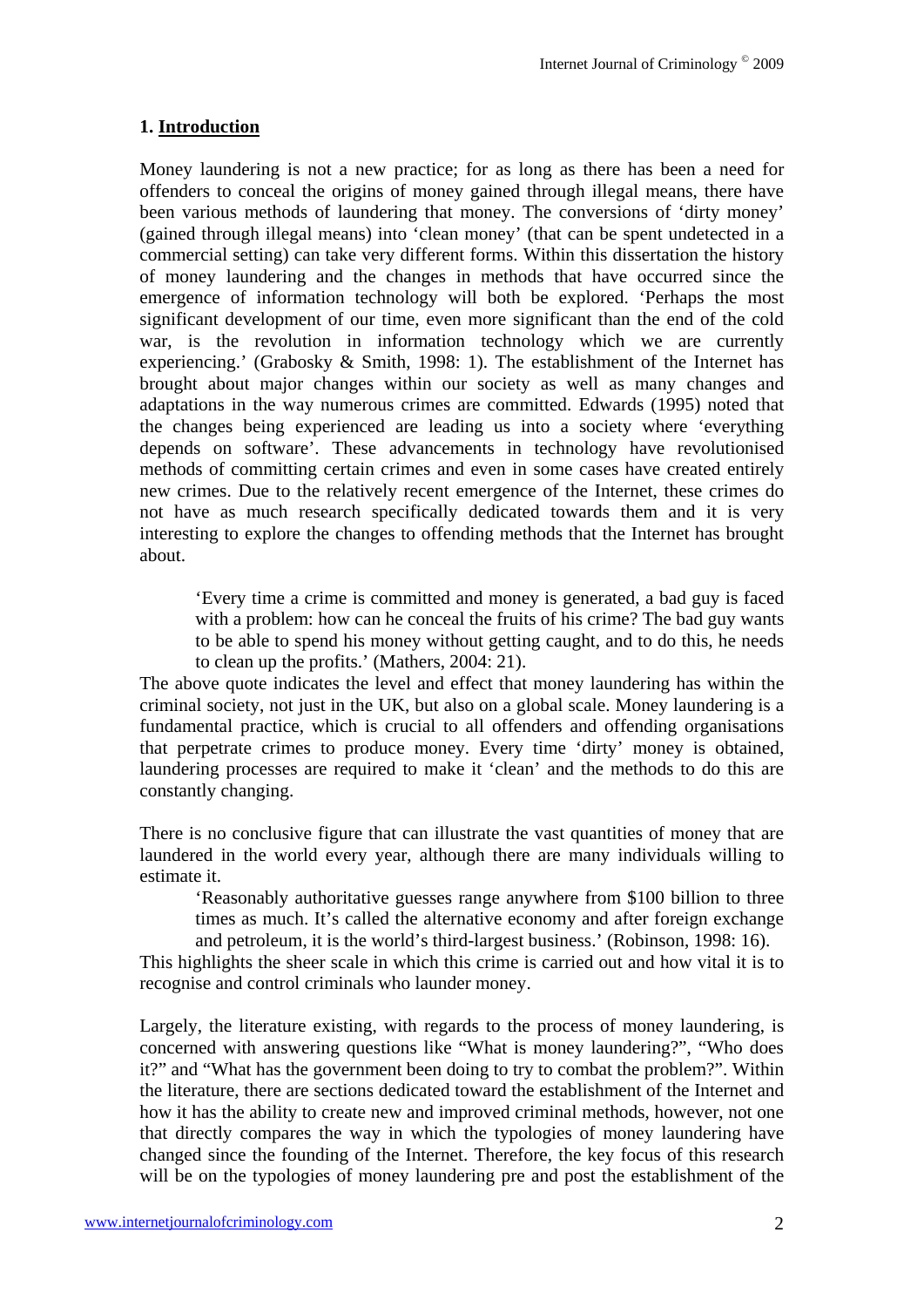## 1. Introduction

Money laundering is not a new practice; for as long as there has been a need for offenders to conceal the origins of money gained through illegal means, there have been various methods of laundering that money. The conversions of 'dirty money' (gained through illegal means) into 'clean money' (that can be spent undetected in a commercial setting) can take very different forms. Within this dissertation the history of money laundering and the changes in methods that have occurred since the emergence of information technology will both be explored. 'Perhaps the most significant development of our time, even more significant than the end of the cold war, is the revolution in information technology which we are currently experiencing.' (Grabosky & Smith, 1998: 1). The establishment of the Internet has brought about major changes within our society as well as many changes and adaptations in the way numerous crimes are committed. Edwards (1995) noted that the changes being experienced are leading us into a society where 'everything depends on software'. These advancements in technology have revolutionised methods of committing certain crimes and even in some cases have created entirely new crimes. Due to the relatively recent emergence of the Internet, these crimes do not have as much research specifically dedicated towards them and it is very interesting to explore the changes to offending methods that the Internet has brought about.

> 'Every time a crime is committed and money is generated, a bad guy is faced with a problem: how can he conceal the fruits of his crime? The bad guy wants to be able to spend his money without getting caught, and to do this, he needs to clean up the profits.' (Mathers, 2004: 21).

The above quote indicates the level and effect that money laundering has within the criminal society, not just in the UK, but also on a global scale. Money laundering is a fundamental practice, which is crucial to all offenders and offending organisations that perpetrate crimes to produce money. Every time 'dirty' money is obtained, laundering processes are required to make it 'clean' and the methods to do this are constantly changing.

There is no conclusive figure that can illustrate the vast quantities of money that are laundered in the world every year, although there are many individuals willing to estimate it.

> 'Reasonably authoritative guesses range anywhere from $100 billion to three times as much. It's called the alternative economy and after foreign exchange and petroleum, it is the world's third-largest business.' (Robinson, 1998: 16).

This highlights the sheer scale in which this crime is carried out and how vital it is to recognise and control criminals who launder money.

Largely, the literature existing, with regards to the process of money laundering, is concerned with answering questions like "What is money laundering?", "Who does it?" and "What has the government been doing to try to combat the problem?". Within the literature, there are sections dedicated toward the establishment of the Internet and how it has the ability to create new and improved criminal methods, however, not one that directly compares the way in which the typologies of money laundering have changed since the founding of the Internet. Therefore, the key focus of this research will be on the typologies of money laundering pre and post the establishment of the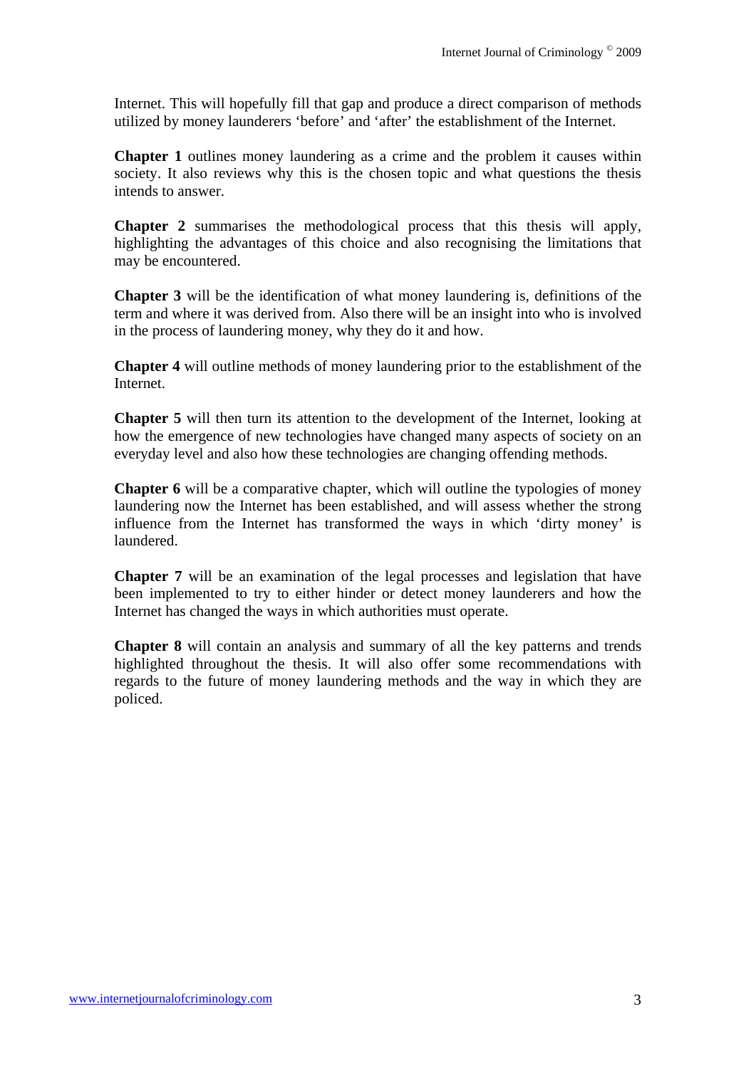Internet. This will hopefully fill that gap and produce a direct comparison of methods utilized by money launderers 'before' and 'after' the establishment of the Internet.

**Chapter 1** outlines money laundering as a crime and the problem it causes within society. It also reviews why this is the chosen topic and what questions the thesis intends to answer.

**Chapter 2** summarises the methodological process that this thesis will apply, highlighting the advantages of this choice and also recognising the limitations that may be encountered.

**Chapter 3** will be the identification of what money laundering is, definitions of the term and where it was derived from. Also there will be an insight into who is involved in the process of laundering money, why they do it and how.

**Chapter 4** will outline methods of money laundering prior to the establishment of the Internet.

**Chapter 5** will then turn its attention to the development of the Internet, looking at how the emergence of new technologies have changed many aspects of society on an everyday level and also how these technologies are changing offending methods.

**Chapter 6** will be a comparative chapter, which will outline the typologies of money laundering now the Internet has been established, and will assess whether the strong influence from the Internet has transformed the ways in which 'dirty money' is laundered.

**Chapter 7** will be an examination of the legal processes and legislation that have been implemented to try to either hinder or detect money launderers and how the Internet has changed the ways in which authorities must operate.

**Chapter 8** will contain an analysis and summary of all the key patterns and trends highlighted throughout the thesis. It will also offer some recommendations with regards to the future of money laundering methods and the way in which they are policed.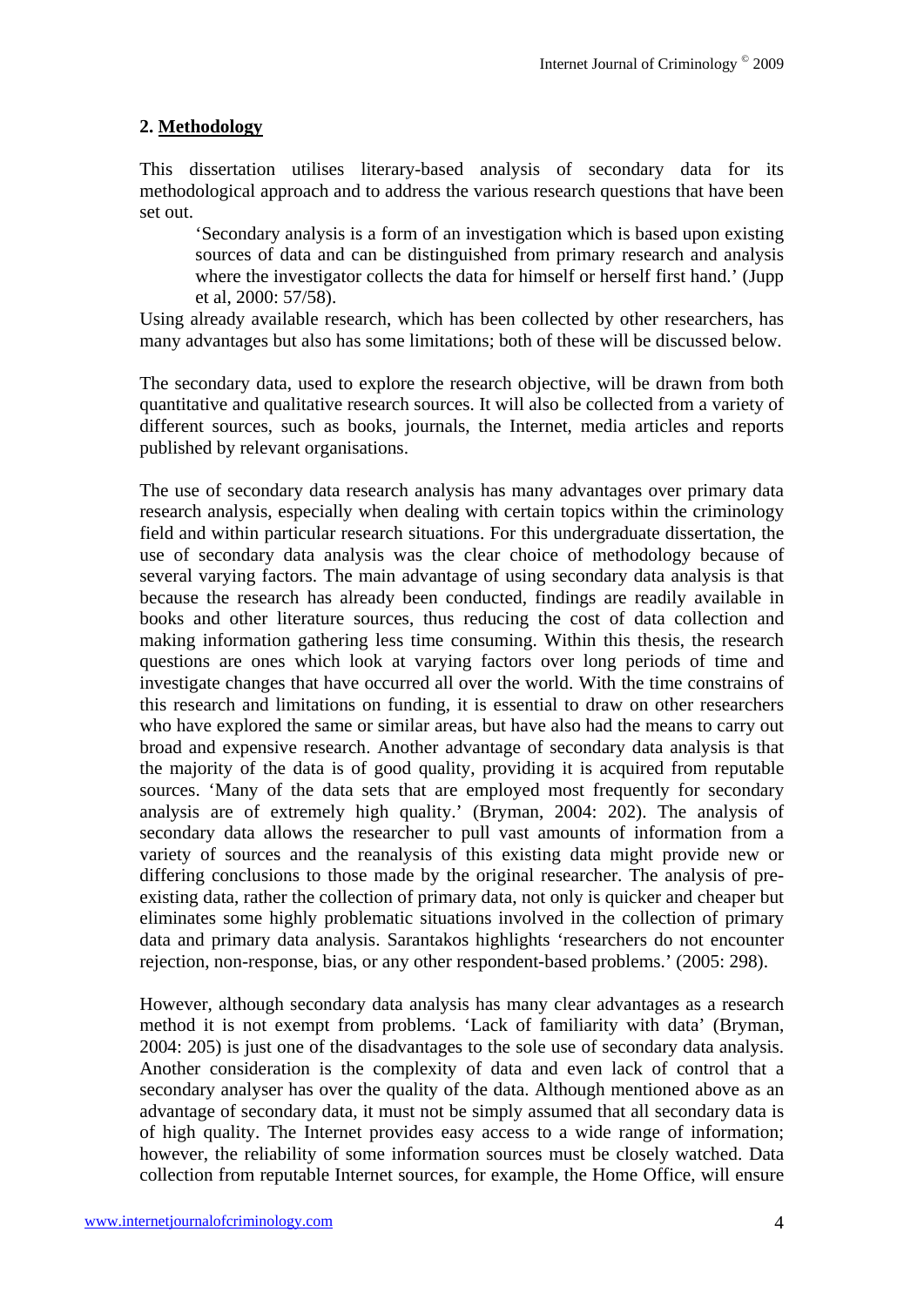## 2. Methodology

This dissertation utilises literary-based analysis of secondary data for its methodological approach and to address the various research questions that have been set out.

> 'Secondary analysis is a form of an investigation which is based upon existing sources of data and can be distinguished from primary research and analysis where the investigator collects the data for himself or herself first hand.' (Jupp et al, 2000: 57/58).

Using already available research, which has been collected by other researchers, has many advantages but also has some limitations; both of these will be discussed below.

The secondary data, used to explore the research objective, will be drawn from both quantitative and qualitative research sources. It will also be collected from a variety of different sources, such as books, journals, the Internet, media articles and reports published by relevant organisations.

The use of secondary data research analysis has many advantages over primary data research analysis, especially when dealing with certain topics within the criminology field and within particular research situations. For this undergraduate dissertation, the use of secondary data analysis was the clear choice of methodology because of several varying factors. The main advantage of using secondary data analysis is that because the research has already been conducted, findings are readily available in books and other literature sources, thus reducing the cost of data collection and making information gathering less time consuming. Within this thesis, the research questions are ones which look at varying factors over long periods of time and investigate changes that have occurred all over the world. With the time constrains of this research and limitations on funding, it is essential to draw on other researchers who have explored the same or similar areas, but have also had the means to carry out broad and expensive research. Another advantage of secondary data analysis is that the majority of the data is of good quality, providing it is acquired from reputable sources. 'Many of the data sets that are employed most frequently for secondary analysis are of extremely high quality.' (Bryman, 2004: 202). The analysis of secondary data allows the researcher to pull vast amounts of information from a variety of sources and the reanalysis of this existing data might provide new or differing conclusions to those made by the original researcher. The analysis of pre-existing data, rather the collection of primary data, not only is quicker and cheaper but eliminates some highly problematic situations involved in the collection of primary data and primary data analysis. Sarantakos highlights 'researchers do not encounter rejection, non-response, bias, or any other respondent-based problems.' (2005: 298).

However, although secondary data analysis has many clear advantages as a research method it is not exempt from problems. 'Lack of familiarity with data' (Bryman, 2004: 205) is just one of the disadvantages to the sole use of secondary data analysis. Another consideration is the complexity of data and even lack of control that a secondary analyser has over the quality of the data. Although mentioned above as an advantage of secondary data, it must not be simply assumed that all secondary data is of high quality. The Internet provides easy access to a wide range of information; however, the reliability of some information sources must be closely watched. Data collection from reputable Internet sources, for example, the Home Office, will ensure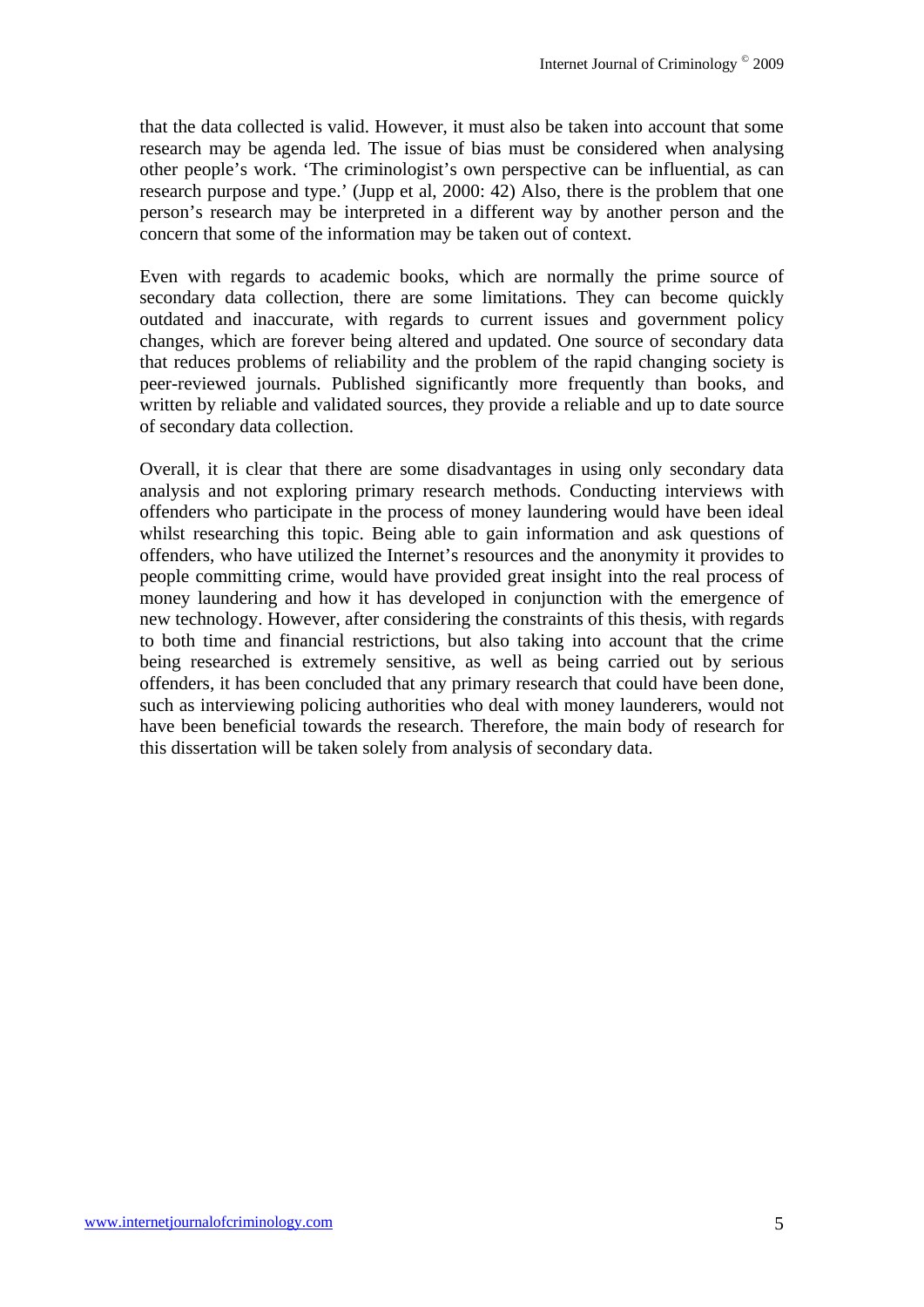that the data collected is valid. However, it must also be taken into account that some research may be agenda led. The issue of bias must be considered when analysing other people's work. 'The criminologist's own perspective can be influential, as can research purpose and type.' (Jupp et al, 2000: 42) Also, there is the problem that one person's research may be interpreted in a different way by another person and the concern that some of the information may be taken out of context.

Even with regards to academic books, which are normally the prime source of secondary data collection, there are some limitations. They can become quickly outdated and inaccurate, with regards to current issues and government policy changes, which are forever being altered and updated. One source of secondary data that reduces problems of reliability and the problem of the rapid changing society is peer-reviewed journals. Published significantly more frequently than books, and written by reliable and validated sources, they provide a reliable and up to date source of secondary data collection.

Overall, it is clear that there are some disadvantages in using only secondary data analysis and not exploring primary research methods. Conducting interviews with offenders who participate in the process of money laundering would have been ideal whilst researching this topic. Being able to gain information and ask questions of offenders, who have utilized the Internet's resources and the anonymity it provides to people committing crime, would have provided great insight into the real process of money laundering and how it has developed in conjunction with the emergence of new technology. However, after considering the constraints of this thesis, with regards to both time and financial restrictions, but also taking into account that the crime being researched is extremely sensitive, as well as being carried out by serious offenders, it has been concluded that any primary research that could have been done, such as interviewing policing authorities who deal with money launderers, would not have been beneficial towards the research. Therefore, the main body of research for this dissertation will be taken solely from analysis of secondary data.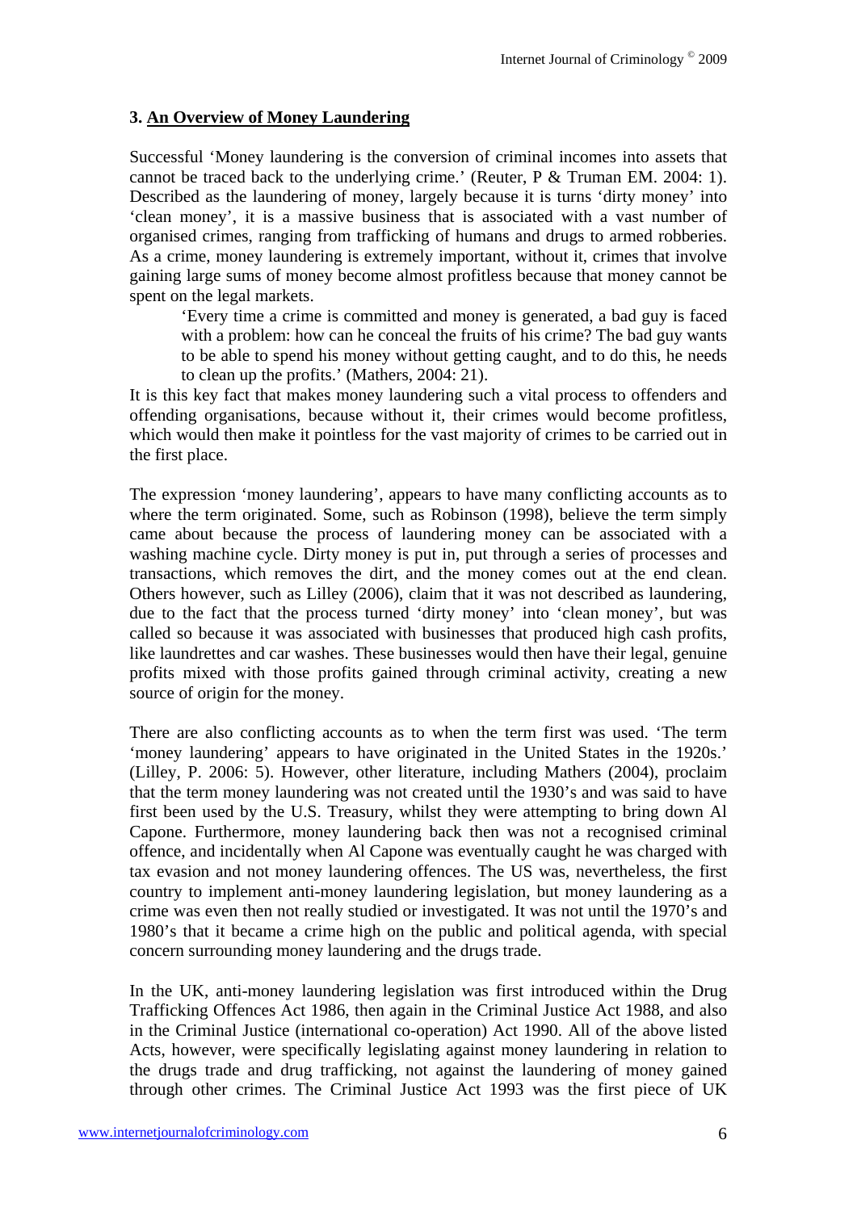## 3. An Overview of Money Laundering

Successful 'Money laundering is the conversion of criminal incomes into assets that cannot be traced back to the underlying crime.' (Reuter, P & Truman EM. 2004: 1). Described as the laundering of money, largely because it is turns 'dirty money' into 'clean money', it is a massive business that is associated with a vast number of organised crimes, ranging from trafficking of humans and drugs to armed robberies. As a crime, money laundering is extremely important, without it, crimes that involve gaining large sums of money become almost profitless because that money cannot be spent on the legal markets.

> 'Every time a crime is committed and money is generated, a bad guy is faced with a problem: how can he conceal the fruits of his crime? The bad guy wants to be able to spend his money without getting caught, and to do this, he needs to clean up the profits.' (Mathers, 2004: 21).

It is this key fact that makes money laundering such a vital process to offenders and offending organisations, because without it, their crimes would become profitless, which would then make it pointless for the vast majority of crimes to be carried out in the first place.

The expression 'money laundering', appears to have many conflicting accounts as to where the term originated. Some, such as Robinson (1998), believe the term simply came about because the process of laundering money can be associated with a washing machine cycle. Dirty money is put in, put through a series of processes and transactions, which removes the dirt, and the money comes out at the end clean. Others however, such as Lilley (2006), claim that it was not described as laundering, due to the fact that the process turned 'dirty money' into 'clean money', but was called so because it was associated with businesses that produced high cash profits, like laundrettes and car washes. These businesses would then have their legal, genuine profits mixed with those profits gained through criminal activity, creating a new source of origin for the money.

There are also conflicting accounts as to when the term first was used. 'The term 'money laundering' appears to have originated in the United States in the 1920s.' (Lilley, P. 2006: 5). However, other literature, including Mathers (2004), proclaim that the term money laundering was not created until the 1930's and was said to have first been used by the U.S. Treasury, whilst they were attempting to bring down Al Capone. Furthermore, money laundering back then was not a recognised criminal offence, and incidentally when Al Capone was eventually caught he was charged with tax evasion and not money laundering offences. The US was, nevertheless, the first country to implement anti-money laundering legislation, but money laundering as a crime was even then not really studied or investigated. It was not until the 1970's and 1980's that it became a crime high on the public and political agenda, with special concern surrounding money laundering and the drugs trade.

In the UK, anti-money laundering legislation was first introduced within the Drug Trafficking Offences Act 1986, then again in the Criminal Justice Act 1988, and also in the Criminal Justice (international co-operation) Act 1990. All of the above listed Acts, however, were specifically legislating against money laundering in relation to the drugs trade and drug trafficking, not against the laundering of money gained through other crimes. The Criminal Justice Act 1993 was the first piece of UK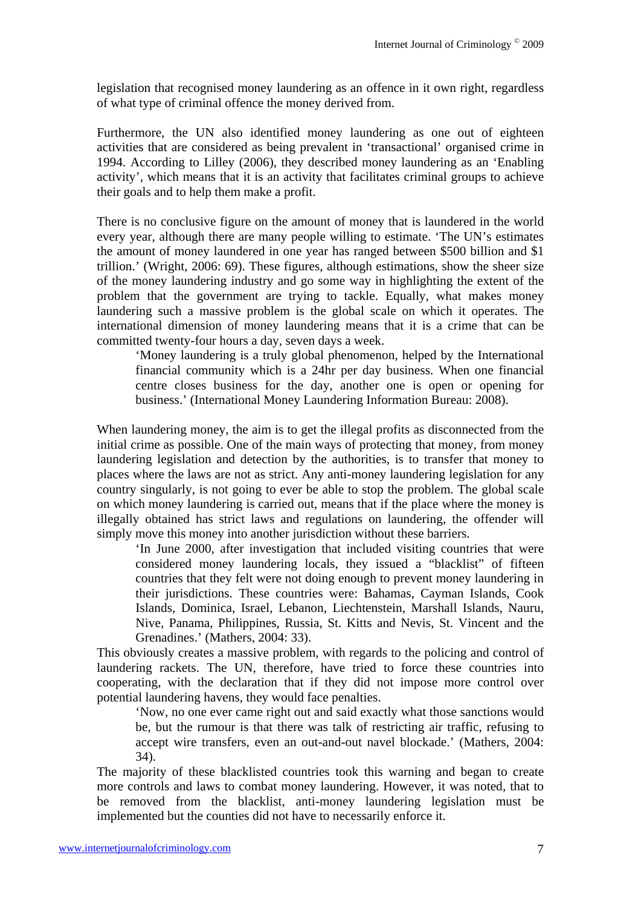legislation that recognised money laundering as an offence in it own right, regardless of what type of criminal offence the money derived from.

Furthermore, the UN also identified money laundering as one out of eighteen activities that are considered as being prevalent in 'transactional' organised crime in 1994. According to Lilley (2006), they described money laundering as an 'Enabling activity', which means that it is an activity that facilitates criminal groups to achieve their goals and to help them make a profit.

There is no conclusive figure on the amount of money that is laundered in the world every year, although there are many people willing to estimate. 'The UN's estimates the amount of money laundered in one year has ranged between $500 billion and $1 trillion.' (Wright, 2006: 69). These figures, although estimations, show the sheer size of the money laundering industry and go some way in highlighting the extent of the problem that the government are trying to tackle. Equally, what makes money laundering such a massive problem is the global scale on which it operates. The international dimension of money laundering means that it is a crime that can be committed twenty-four hours a day, seven days a week.

> 'Money laundering is a truly global phenomenon, helped by the International financial community which is a 24hr per day business. When one financial centre closes business for the day, another one is open or opening for business.' (International Money Laundering Information Bureau: 2008).

When laundering money, the aim is to get the illegal profits as disconnected from the initial crime as possible. One of the main ways of protecting that money, from money laundering legislation and detection by the authorities, is to transfer that money to places where the laws are not as strict. Any anti-money laundering legislation for any country singularly, is not going to ever be able to stop the problem. The global scale on which money laundering is carried out, means that if the place where the money is illegally obtained has strict laws and regulations on laundering, the offender will simply move this money into another jurisdiction without these barriers.

> 'In June 2000, after investigation that included visiting countries that were considered money laundering locals, they issued a "blacklist" of fifteen countries that they felt were not doing enough to prevent money laundering in their jurisdictions. These countries were: Bahamas, Cayman Islands, Cook Islands, Dominica, Israel, Lebanon, Liechtenstein, Marshall Islands, Nauru, Nive, Panama, Philippines, Russia, St. Kitts and Nevis, St. Vincent and the Grenadines.' (Mathers, 2004: 33).

This obviously creates a massive problem, with regards to the policing and control of laundering rackets. The UN, therefore, have tried to force these countries into cooperating, with the declaration that if they did not impose more control over potential laundering havens, they would face penalties.

> 'Now, no one ever came right out and said exactly what those sanctions would be, but the rumour is that there was talk of restricting air traffic, refusing to accept wire transfers, even an out-and-out navel blockade.' (Mathers, 2004: 34).

The majority of these blacklisted countries took this warning and began to create more controls and laws to combat money laundering. However, it was noted, that to be removed from the blacklist, anti-money laundering legislation must be implemented but the counties did not have to necessarily enforce it.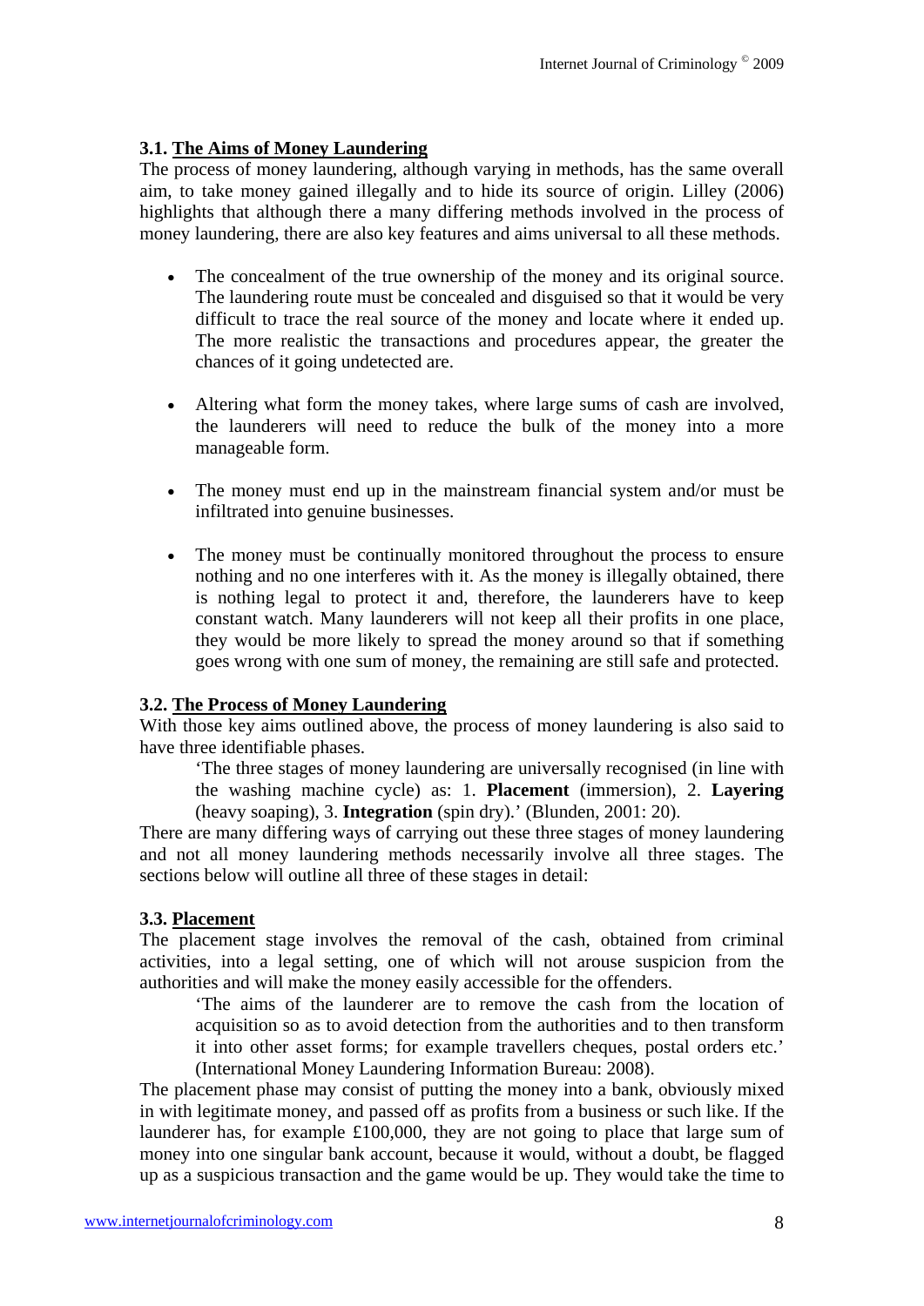### 3.1. The Aims of Money Laundering

The process of money laundering, although varying in methods, has the same overall aim, to take money gained illegally and to hide its source of origin. Lilley (2006) highlights that although there a many differing methods involved in the process of money laundering, there are also key features and aims universal to all these methods.

- The concealment of the true ownership of the money and its original source. The laundering route must be concealed and disguised so that it would be very difficult to trace the real source of the money and locate where it ended up. The more realistic the transactions and procedures appear, the greater the chances of it going undetected are.

- Altering what form the money takes, where large sums of cash are involved, the launderers will need to reduce the bulk of the money into a more manageable form.

- The money must end up in the mainstream financial system and/or must be infiltrated into genuine businesses.

- The money must be continually monitored throughout the process to ensure nothing and no one interferes with it. As the money is illegally obtained, there is nothing legal to protect it and, therefore, the launderers have to keep constant watch. Many launderers will not keep all their profits in one place, they would be more likely to spread the money around so that if something goes wrong with one sum of money, the remaining are still safe and protected.

### 3.2. The Process of Money Laundering

With those key aims outlined above, the process of money laundering is also said to have three identifiable phases.

> 'The three stages of money laundering are universally recognised (in line with the washing machine cycle) as: 1. **Placement** (immersion), 2. **Layering** (heavy soaping), 3. **Integration** (spin dry).' (Blunden, 2001: 20).

There are many differing ways of carrying out these three stages of money laundering and not all money laundering methods necessarily involve all three stages. The sections below will outline all three of these stages in detail:

### 3.3. Placement

The placement stage involves the removal of the cash, obtained from criminal activities, into a legal setting, one of which will not arouse suspicion from the authorities and will make the money easily accessible for the offenders.

> 'The aims of the launderer are to remove the cash from the location of acquisition so as to avoid detection from the authorities and to then transform it into other asset forms; for example travellers cheques, postal orders etc.' (International Money Laundering Information Bureau: 2008).

The placement phase may consist of putting the money into a bank, obviously mixed in with legitimate money, and passed off as profits from a business or such like. If the launderer has, for example £100,000, they are not going to place that large sum of money into one singular bank account, because it would, without a doubt, be flagged up as a suspicious transaction and the game would be up. They would take the time to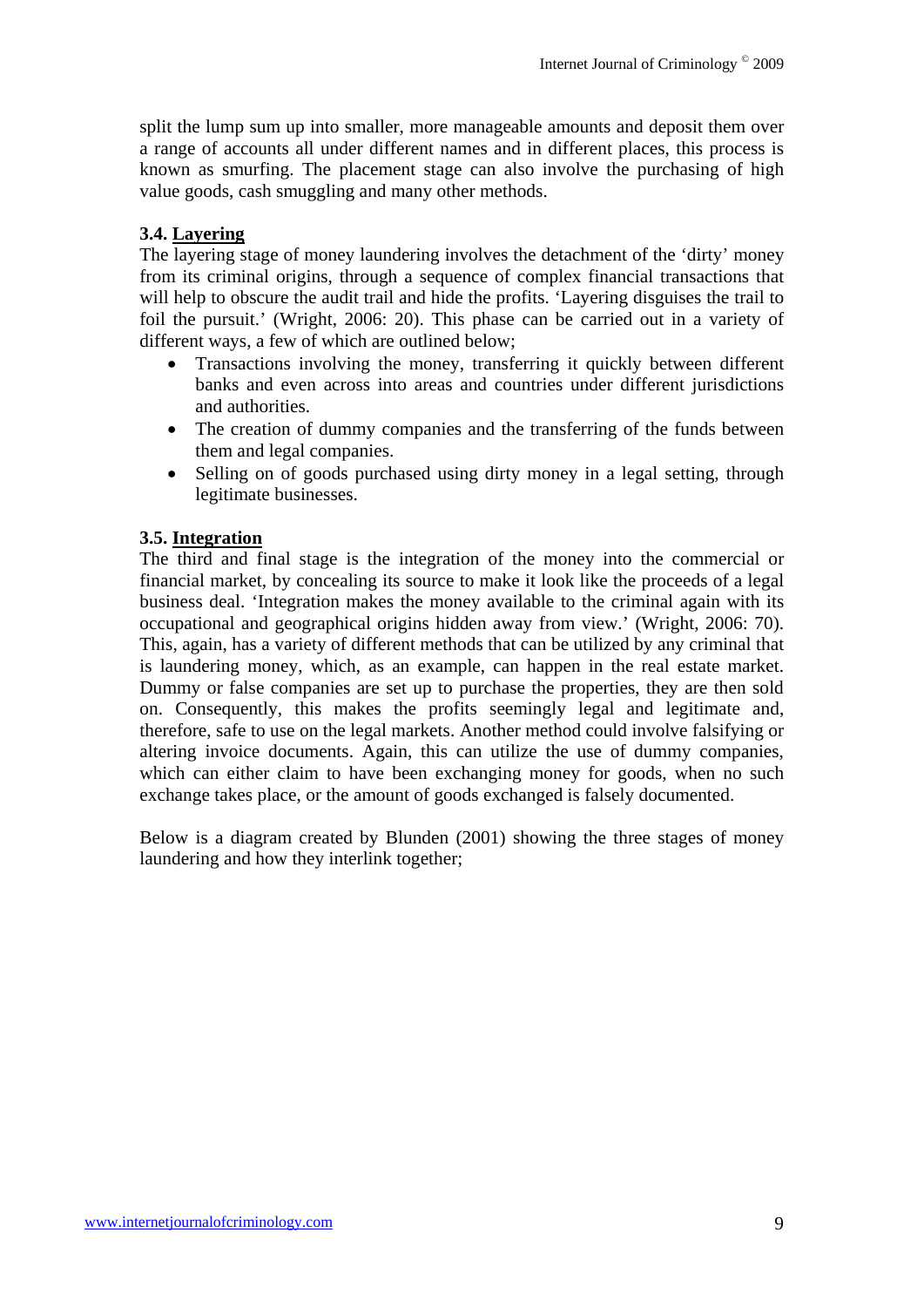split the lump sum up into smaller, more manageable amounts and deposit them over a range of accounts all under different names and in different places, this process is known as smurfing. The placement stage can also involve the purchasing of high value goods, cash smuggling and many other methods.

### 3.4. Layering

The layering stage of money laundering involves the detachment of the 'dirty' money from its criminal origins, through a sequence of complex financial transactions that will help to obscure the audit trail and hide the profits. 'Layering disguises the trail to foil the pursuit.' (Wright, 2006: 20). This phase can be carried out in a variety of different ways, a few of which are outlined below;

- Transactions involving the money, transferring it quickly between different banks and even across into areas and countries under different jurisdictions and authorities.
- The creation of dummy companies and the transferring of the funds between them and legal companies.
- Selling on of goods purchased using dirty money in a legal setting, through legitimate businesses.

### 3.5. Integration

The third and final stage is the integration of the money into the commercial or financial market, by concealing its source to make it look like the proceeds of a legal business deal. 'Integration makes the money available to the criminal again with its occupational and geographical origins hidden away from view.' (Wright, 2006: 70). This, again, has a variety of different methods that can be utilized by any criminal that is laundering money, which, as an example, can happen in the real estate market. Dummy or false companies are set up to purchase the properties, they are then sold on. Consequently, this makes the profits seemingly legal and legitimate and, therefore, safe to use on the legal markets. Another method could involve falsifying or altering invoice documents. Again, this can utilize the use of dummy companies, which can either claim to have been exchanging money for goods, when no such exchange takes place, or the amount of goods exchanged is falsely documented.

Below is a diagram created by Blunden (2001) showing the three stages of money laundering and how they interlink together;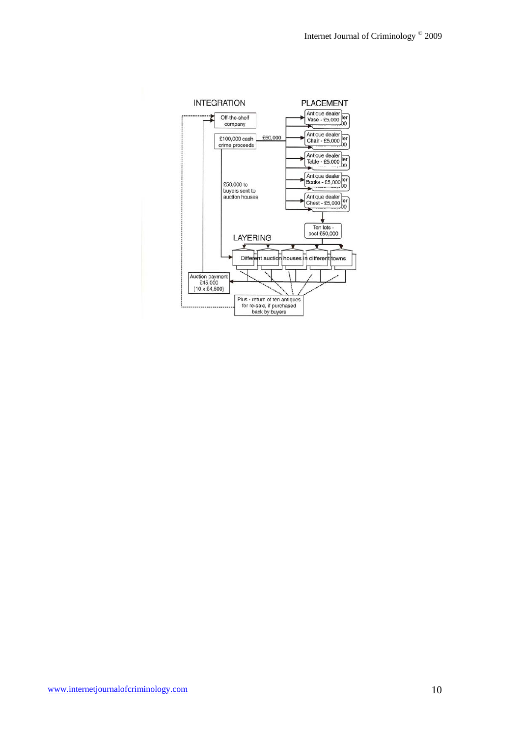INTEGRATION

PLACEMENT

Off-the-shelf company

£100,000 cash crime proceeds

£50,000

Antique dealer Vase - £5,000

Antique dealer Chair - £5,000

Antique dealer Table - £5,000

Antique dealer Books - £5,000

Antique dealer Chest - £5,000

£50,000 to buyers sent to auction houses

Ten lots - cost £50,000

LAYERING

Different auction houses in different towns

Auction payment £45,000 (10 x £4,500)

Plus - return of ten antiques for re-sale, if purchased back by buyers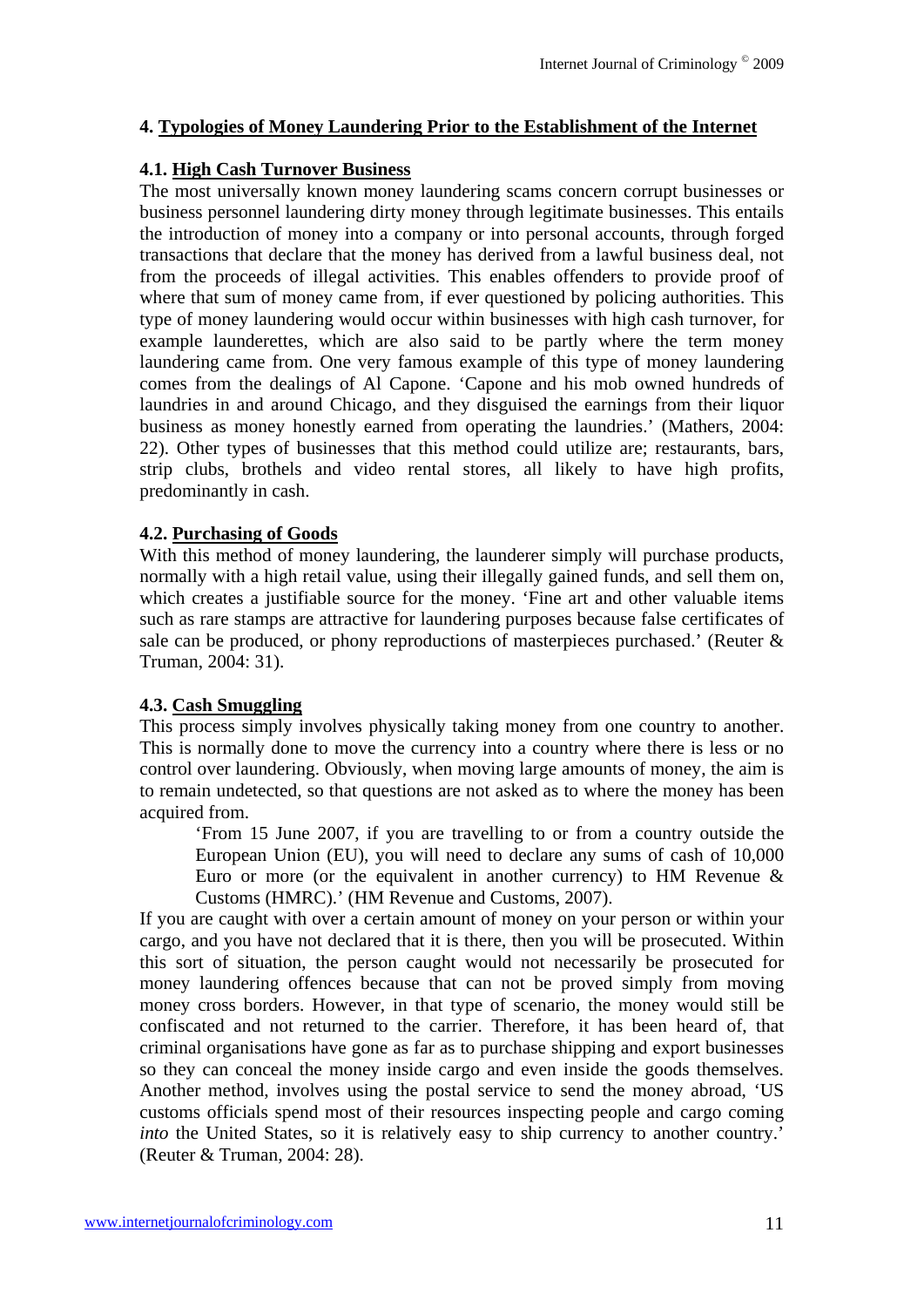## 4. Typologies of Money Laundering Prior to the Establishment of the Internet

### 4.1. High Cash Turnover Business

The most universally known money laundering scams concern corrupt businesses or business personnel laundering dirty money through legitimate businesses. This entails the introduction of money into a company or into personal accounts, through forged transactions that declare that the money has derived from a lawful business deal, not from the proceeds of illegal activities. This enables offenders to provide proof of where that sum of money came from, if ever questioned by policing authorities. This type of money laundering would occur within businesses with high cash turnover, for example launderettes, which are also said to be partly where the term money laundering came from. One very famous example of this type of money laundering comes from the dealings of Al Capone. 'Capone and his mob owned hundreds of laundries in and around Chicago, and they disguised the earnings from their liquor business as money honestly earned from operating the laundries.' (Mathers, 2004: 22). Other types of businesses that this method could utilize are; restaurants, bars, strip clubs, brothels and video rental stores, all likely to have high profits, predominantly in cash.

### 4.2. Purchasing of Goods

With this method of money laundering, the launderer simply will purchase products, normally with a high retail value, using their illegally gained funds, and sell them on, which creates a justifiable source for the money. 'Fine art and other valuable items such as rare stamps are attractive for laundering purposes because false certificates of sale can be produced, or phony reproductions of masterpieces purchased.' (Reuter & Truman, 2004: 31).

### 4.3. Cash Smuggling

This process simply involves physically taking money from one country to another. This is normally done to move the currency into a country where there is less or no control over laundering. Obviously, when moving large amounts of money, the aim is to remain undetected, so that questions are not asked as to where the money has been acquired from.

> 'From 15 June 2007, if you are travelling to or from a country outside the European Union (EU), you will need to declare any sums of cash of 10,000 Euro or more (or the equivalent in another currency) to HM Revenue & Customs (HMRC).' (HM Revenue and Customs, 2007).

If you are caught with over a certain amount of money on your person or within your cargo, and you have not declared that it is there, then you will be prosecuted. Within this sort of situation, the person caught would not necessarily be prosecuted for money laundering offences because that can not be proved simply from moving money cross borders. However, in that type of scenario, the money would still be confiscated and not returned to the carrier. Therefore, it has been heard of, that criminal organisations have gone as far as to purchase shipping and export businesses so they can conceal the money inside cargo and even inside the goods themselves. Another method, involves using the postal service to send the money abroad, 'US customs officials spend most of their resources inspecting people and cargo coming *into* the United States, so it is relatively easy to ship currency to another country.' (Reuter & Truman, 2004: 28).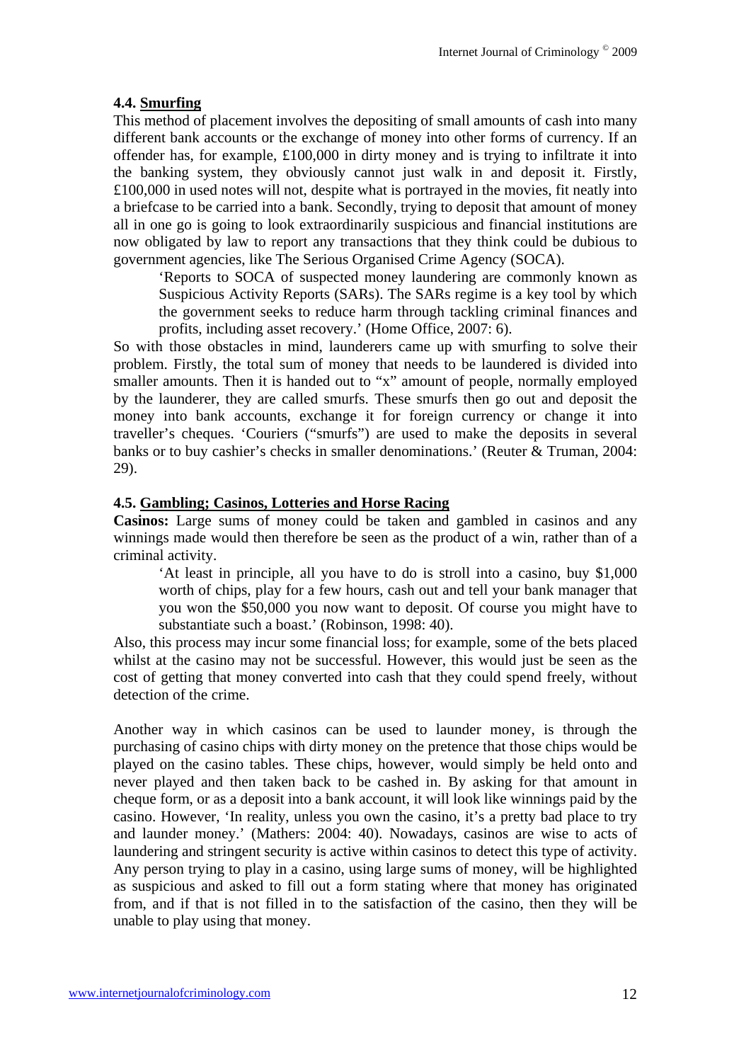### 4.4. <u>Smurfing</u>

This method of placement involves the depositing of small amounts of cash into many different bank accounts or the exchange of money into other forms of currency. If an offender has, for example, £100,000 in dirty money and is trying to infiltrate it into the banking system, they obviously cannot just walk in and deposit it. Firstly, £100,000 in used notes will not, despite what is portrayed in the movies, fit neatly into a briefcase to be carried into a bank. Secondly, trying to deposit that amount of money all in one go is going to look extraordinarily suspicious and financial institutions are now obligated by law to report any transactions that they think could be dubious to government agencies, like The Serious Organised Crime Agency (SOCA).

> 'Reports to SOCA of suspected money laundering are commonly known as Suspicious Activity Reports (SARs). The SARs regime is a key tool by which the government seeks to reduce harm through tackling criminal finances and profits, including asset recovery.' (Home Office, 2007: 6).

So with those obstacles in mind, launderers came up with smurfing to solve their problem. Firstly, the total sum of money that needs to be laundered is divided into smaller amounts. Then it is handed out to "x" amount of people, normally employed by the launderer, they are called smurfs. These smurfs then go out and deposit the money into bank accounts, exchange it for foreign currency or change it into traveller's cheques. 'Couriers ("smurfs") are used to make the deposits in several banks or to buy cashier's checks in smaller denominations.' (Reuter & Truman, 2004: 29).

### 4.5. <u>Gambling; Casinos, Lotteries and Horse Racing</u>

**Casinos:** Large sums of money could be taken and gambled in casinos and any winnings made would then therefore be seen as the product of a win, rather than of a criminal activity.

> 'At least in principle, all you have to do is stroll into a casino, buy $1,000 worth of chips, play for a few hours, cash out and tell your bank manager that you won the $50,000 you now want to deposit. Of course you might have to substantiate such a boast.' (Robinson, 1998: 40).

Also, this process may incur some financial loss; for example, some of the bets placed whilst at the casino may not be successful. However, this would just be seen as the cost of getting that money converted into cash that they could spend freely, without detection of the crime.

Another way in which casinos can be used to launder money, is through the purchasing of casino chips with dirty money on the pretence that those chips would be played on the casino tables. These chips, however, would simply be held onto and never played and then taken back to be cashed in. By asking for that amount in cheque form, or as a deposit into a bank account, it will look like winnings paid by the casino. However, 'In reality, unless you own the casino, it's a pretty bad place to try and launder money.' (Mathers: 2004: 40). Nowadays, casinos are wise to acts of laundering and stringent security is active within casinos to detect this type of activity. Any person trying to play in a casino, using large sums of money, will be highlighted as suspicious and asked to fill out a form stating where that money has originated from, and if that is not filled in to the satisfaction of the casino, then they will be unable to play using that money.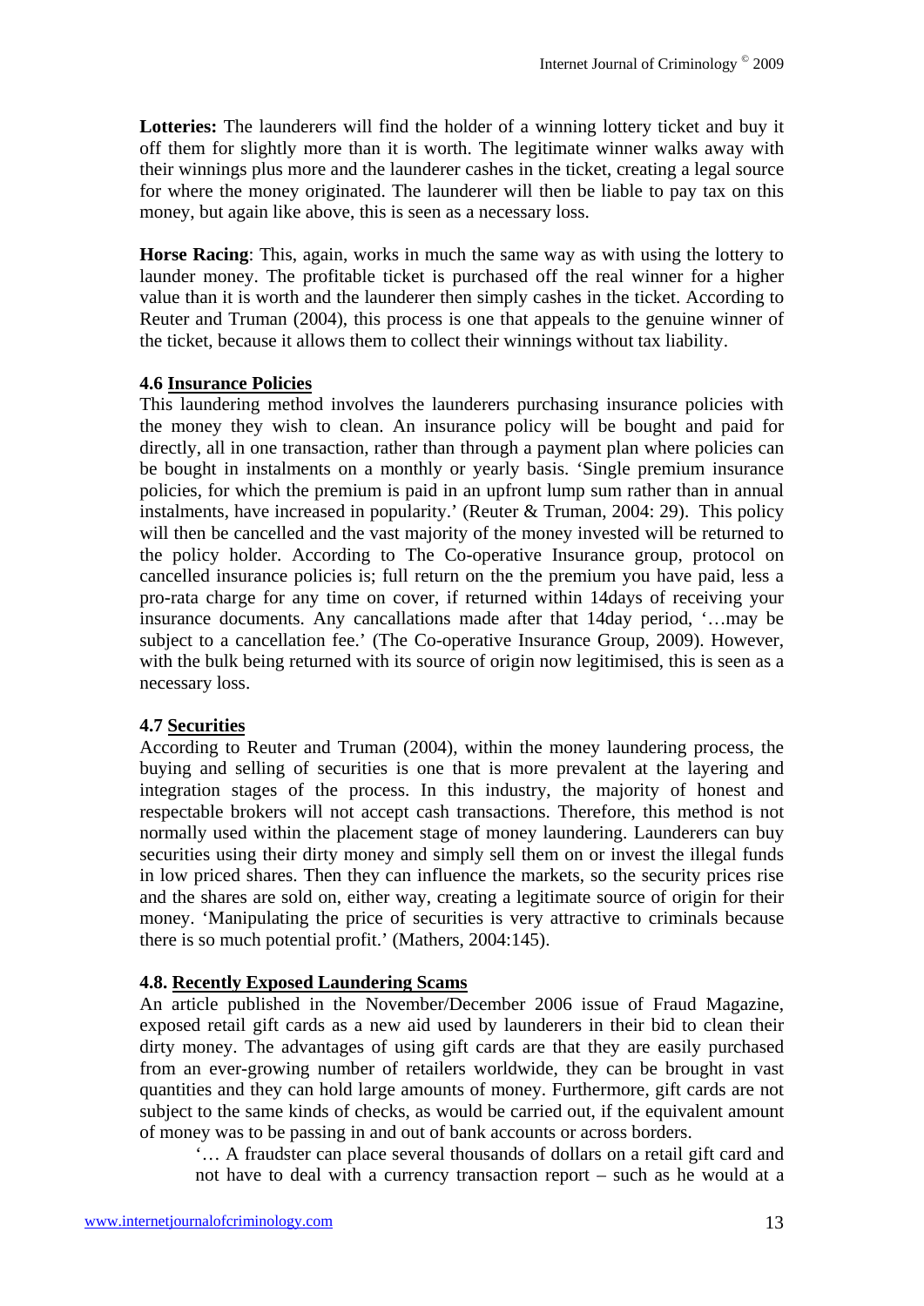**Lotteries:** The launderers will find the holder of a winning lottery ticket and buy it off them for slightly more than it is worth. The legitimate winner walks away with their winnings plus more and the launderer cashes in the ticket, creating a legal source for where the money originated. The launderer will then be liable to pay tax on this money, but again like above, this is seen as a necessary loss.

**Horse Racing**: This, again, works in much the same way as with using the lottery to launder money. The profitable ticket is purchased off the real winner for a higher value than it is worth and the launderer then simply cashes in the ticket. According to Reuter and Truman (2004), this process is one that appeals to the genuine winner of the ticket, because it allows them to collect their winnings without tax liability.

### 4.6 Insurance Policies

This laundering method involves the launderers purchasing insurance policies with the money they wish to clean. An insurance policy will be bought and paid for directly, all in one transaction, rather than through a payment plan where policies can be bought in instalments on a monthly or yearly basis. 'Single premium insurance policies, for which the premium is paid in an upfront lump sum rather than in annual instalments, have increased in popularity.' (Reuter & Truman, 2004: 29). This policy will then be cancelled and the vast majority of the money invested will be returned to the policy holder. According to The Co-operative Insurance group, protocol on cancelled insurance policies is; full return on the the premium you have paid, less a pro-rata charge for any time on cover, if returned within 14days of receiving your insurance documents. Any cancallations made after that 14day period, '…may be subject to a cancellation fee.' (The Co-operative Insurance Group, 2009). However, with the bulk being returned with its source of origin now legitimised, this is seen as a necessary loss.

### 4.7 Securities

According to Reuter and Truman (2004), within the money laundering process, the buying and selling of securities is one that is more prevalent at the layering and integration stages of the process. In this industry, the majority of honest and respectable brokers will not accept cash transactions. Therefore, this method is not normally used within the placement stage of money laundering. Launderers can buy securities using their dirty money and simply sell them on or invest the illegal funds in low priced shares. Then they can influence the markets, so the security prices rise and the shares are sold on, either way, creating a legitimate source of origin for their money. 'Manipulating the price of securities is very attractive to criminals because there is so much potential profit.' (Mathers, 2004:145).

### 4.8. Recently Exposed Laundering Scams

An article published in the November/December 2006 issue of Fraud Magazine, exposed retail gift cards as a new aid used by launderers in their bid to clean their dirty money. The advantages of using gift cards are that they are easily purchased from an ever-growing number of retailers worldwide, they can be brought in vast quantities and they can hold large amounts of money. Furthermore, gift cards are not subject to the same kinds of checks, as would be carried out, if the equivalent amount of money was to be passing in and out of bank accounts or across borders.

> '… A fraudster can place several thousands of dollars on a retail gift card and not have to deal with a currency transaction report – such as he would at a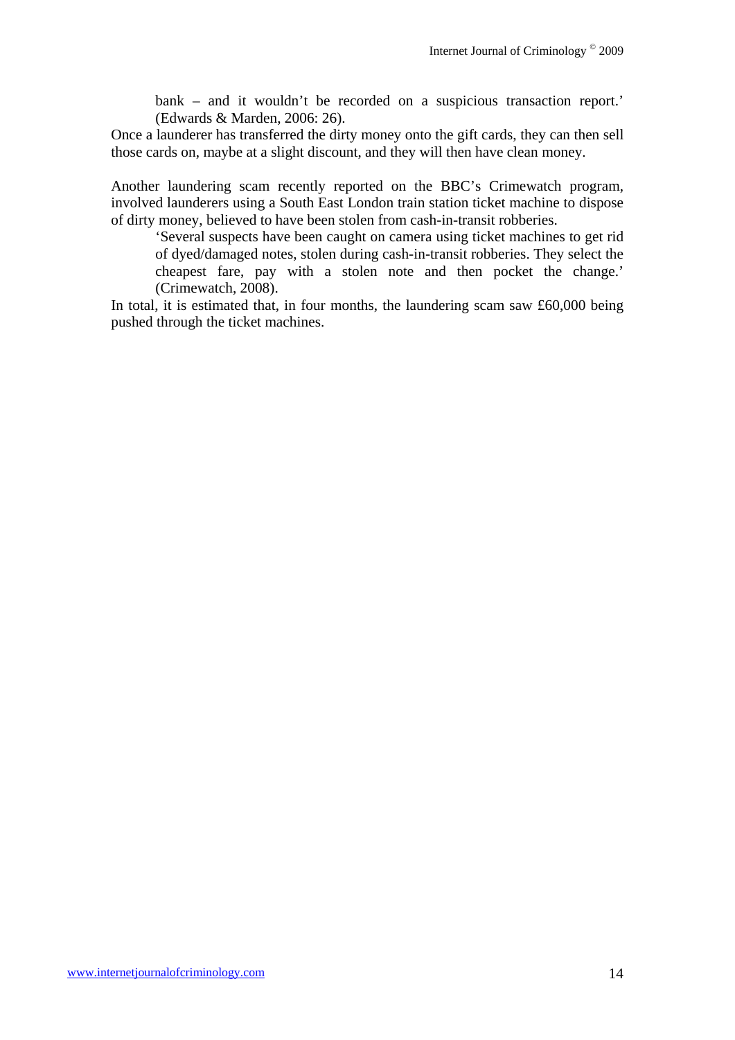> bank – and it wouldn't be recorded on a suspicious transaction report.' (Edwards & Marden, 2006: 26).

Once a launderer has transferred the dirty money onto the gift cards, they can then sell those cards on, maybe at a slight discount, and they will then have clean money.

Another laundering scam recently reported on the BBC's Crimewatch program, involved launderers using a South East London train station ticket machine to dispose of dirty money, believed to have been stolen from cash-in-transit robberies.

> 'Several suspects have been caught on camera using ticket machines to get rid of dyed/damaged notes, stolen during cash-in-transit robberies. They select the cheapest fare, pay with a stolen note and then pocket the change.' (Crimewatch, 2008).

In total, it is estimated that, in four months, the laundering scam saw £60,000 being pushed through the ticket machines.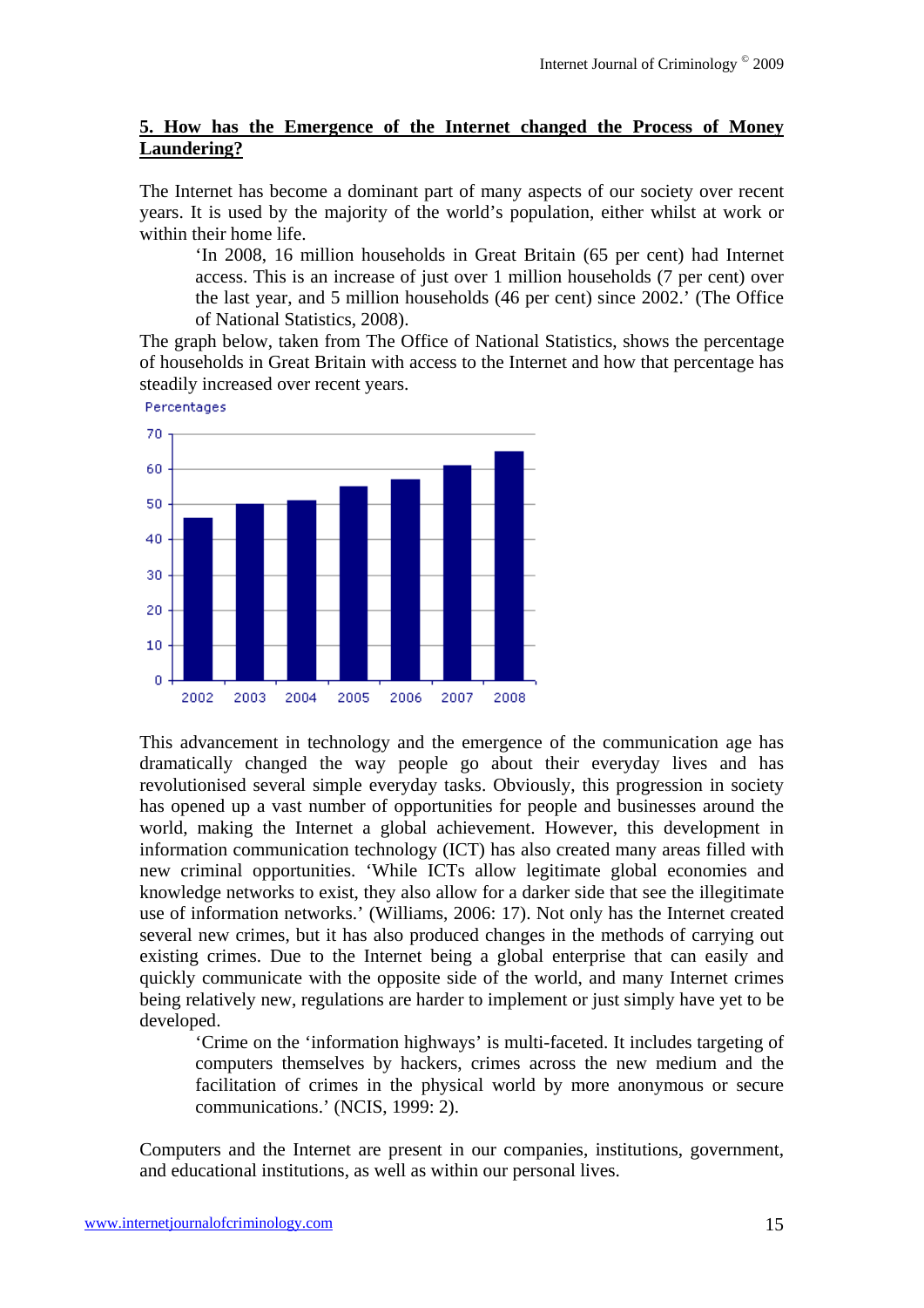## 5. How has the Emergence of the Internet changed the Process of Money Laundering?

The Internet has become a dominant part of many aspects of our society over recent years. It is used by the majority of the world's population, either whilst at work or within their home life.

> 'In 2008, 16 million households in Great Britain (65 per cent) had Internet access. This is an increase of just over 1 million households (7 per cent) over the last year, and 5 million households (46 per cent) since 2002.' (The Office of National Statistics, 2008).

The graph below, taken from The Office of National Statistics, shows the percentage of households in Great Britain with access to the Internet and how that percentage has steadily increased over recent years.

Percentages

| Year | 2002 | 2003 | 2004 | 2005 | 2006 | 2007 | 2008 |
|---|---|---|---|---|---|---|---|
| Percentage | 46 | 50 | 51 | 55 | 57 | 61 | 65 |

This advancement in technology and the emergence of the communication age has dramatically changed the way people go about their everyday lives and has revolutionised several simple everyday tasks. Obviously, this progression in society has opened up a vast number of opportunities for people and businesses around the world, making the Internet a global achievement. However, this development in information communication technology (ICT) has also created many areas filled with new criminal opportunities. 'While ICTs allow legitimate global economies and knowledge networks to exist, they also allow for a darker side that see the illegitimate use of information networks.' (Williams, 2006: 17). Not only has the Internet created several new crimes, but it has also produced changes in the methods of carrying out existing crimes. Due to the Internet being a global enterprise that can easily and quickly communicate with the opposite side of the world, and many Internet crimes being relatively new, regulations are harder to implement or just simply have yet to be developed.

> 'Crime on the 'information highways' is multi-faceted. It includes targeting of computers themselves by hackers, crimes across the new medium and the facilitation of crimes in the physical world by more anonymous or secure communications.' (NCIS, 1999: 2).

Computers and the Internet are present in our companies, institutions, government, and educational institutions, as well as within our personal lives.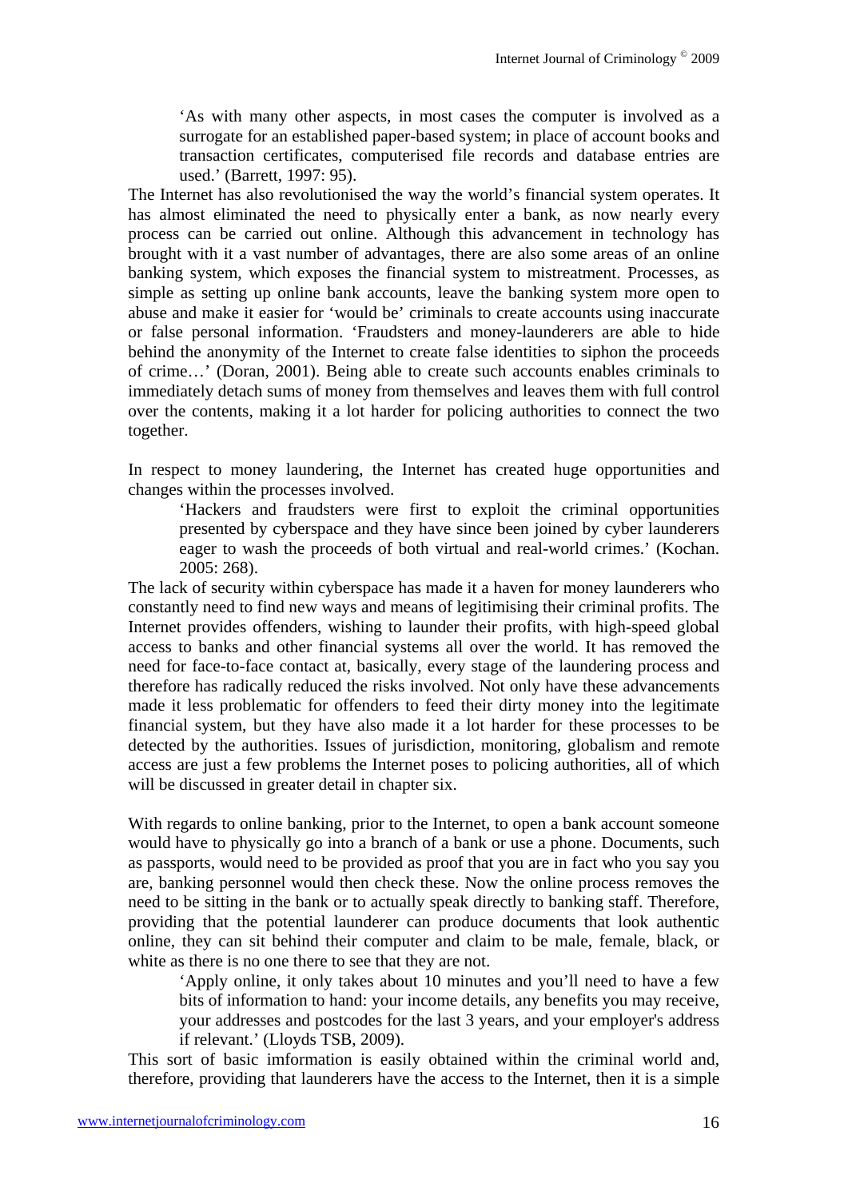> 'As with many other aspects, in most cases the computer is involved as a surrogate for an established paper-based system; in place of account books and transaction certificates, computerised file records and database entries are used.' (Barrett, 1997: 95).

The Internet has also revolutionised the way the world's financial system operates. It has almost eliminated the need to physically enter a bank, as now nearly every process can be carried out online. Although this advancement in technology has brought with it a vast number of advantages, there are also some areas of an online banking system, which exposes the financial system to mistreatment. Processes, as simple as setting up online bank accounts, leave the banking system more open to abuse and make it easier for 'would be' criminals to create accounts using inaccurate or false personal information. 'Fraudsters and money-launderers are able to hide behind the anonymity of the Internet to create false identities to siphon the proceeds of crime…' (Doran, 2001). Being able to create such accounts enables criminals to immediately detach sums of money from themselves and leaves them with full control over the contents, making it a lot harder for policing authorities to connect the two together.

In respect to money laundering, the Internet has created huge opportunities and changes within the processes involved.

> 'Hackers and fraudsters were first to exploit the criminal opportunities presented by cyberspace and they have since been joined by cyber launderers eager to wash the proceeds of both virtual and real-world crimes.' (Kochan. 2005: 268).

The lack of security within cyberspace has made it a haven for money launderers who constantly need to find new ways and means of legitimising their criminal profits. The Internet provides offenders, wishing to launder their profits, with high-speed global access to banks and other financial systems all over the world. It has removed the need for face-to-face contact at, basically, every stage of the laundering process and therefore has radically reduced the risks involved. Not only have these advancements made it less problematic for offenders to feed their dirty money into the legitimate financial system, but they have also made it a lot harder for these processes to be detected by the authorities. Issues of jurisdiction, monitoring, globalism and remote access are just a few problems the Internet poses to policing authorities, all of which will be discussed in greater detail in chapter six.

With regards to online banking, prior to the Internet, to open a bank account someone would have to physically go into a branch of a bank or use a phone. Documents, such as passports, would need to be provided as proof that you are in fact who you say you are, banking personnel would then check these. Now the online process removes the need to be sitting in the bank or to actually speak directly to banking staff. Therefore, providing that the potential launderer can produce documents that look authentic online, they can sit behind their computer and claim to be male, female, black, or white as there is no one there to see that they are not.

> 'Apply online, it only takes about 10 minutes and you'll need to have a few bits of information to hand: your income details, any benefits you may receive, your addresses and postcodes for the last 3 years, and your employer's address if relevant.' (Lloyds TSB, 2009).

This sort of basic imformation is easily obtained within the criminal world and, therefore, providing that launderers have the access to the Internet, then it is a simple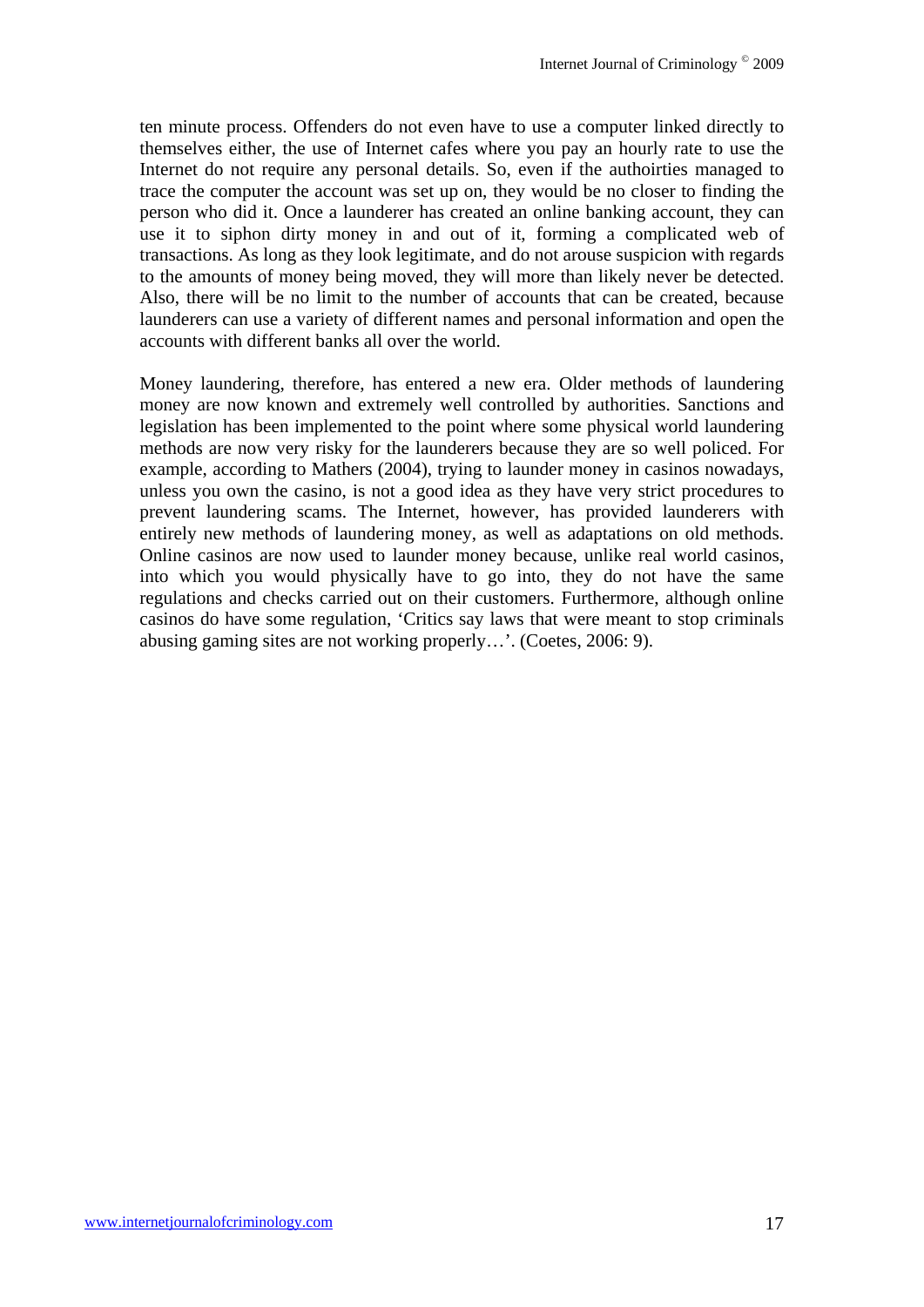ten minute process. Offenders do not even have to use a computer linked directly to themselves either, the use of Internet cafes where you pay an hourly rate to use the Internet do not require any personal details. So, even if the authoirties managed to trace the computer the account was set up on, they would be no closer to finding the person who did it. Once a launderer has created an online banking account, they can use it to siphon dirty money in and out of it, forming a complicated web of transactions. As long as they look legitimate, and do not arouse suspicion with regards to the amounts of money being moved, they will more than likely never be detected. Also, there will be no limit to the number of accounts that can be created, because launderers can use a variety of different names and personal information and open the accounts with different banks all over the world.

Money laundering, therefore, has entered a new era. Older methods of laundering money are now known and extremely well controlled by authorities. Sanctions and legislation has been implemented to the point where some physical world laundering methods are now very risky for the launderers because they are so well policed. For example, according to Mathers (2004), trying to launder money in casinos nowadays, unless you own the casino, is not a good idea as they have very strict procedures to prevent laundering scams. The Internet, however, has provided launderers with entirely new methods of laundering money, as well as adaptations on old methods. Online casinos are now used to launder money because, unlike real world casinos, into which you would physically have to go into, they do not have the same regulations and checks carried out on their customers. Furthermore, although online casinos do have some regulation, 'Critics say laws that were meant to stop criminals abusing gaming sites are not working properly…'. (Coetes, 2006: 9).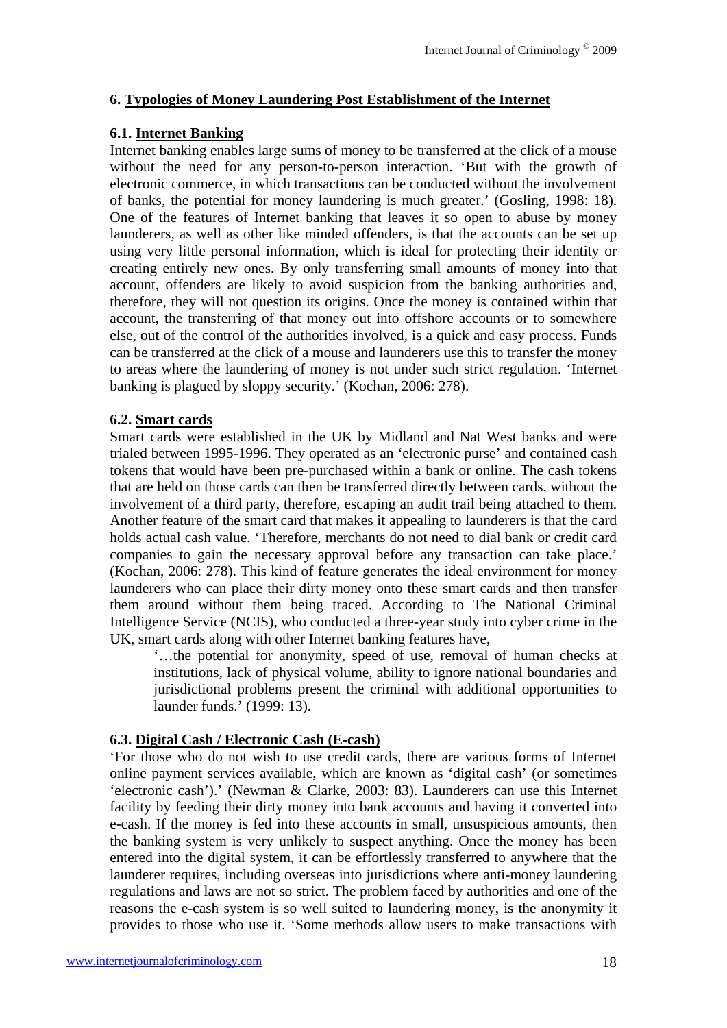## 6. Typologies of Money Laundering Post Establishment of the Internet

### 6.1. Internet Banking

Internet banking enables large sums of money to be transferred at the click of a mouse without the need for any person-to-person interaction. 'But with the growth of electronic commerce, in which transactions can be conducted without the involvement of banks, the potential for money laundering is much greater.' (Gosling, 1998: 18). One of the features of Internet banking that leaves it so open to abuse by money launderers, as well as other like minded offenders, is that the accounts can be set up using very little personal information, which is ideal for protecting their identity or creating entirely new ones. By only transferring small amounts of money into that account, offenders are likely to avoid suspicion from the banking authorities and, therefore, they will not question its origins. Once the money is contained within that account, the transferring of that money out into offshore accounts or to somewhere else, out of the control of the authorities involved, is a quick and easy process. Funds can be transferred at the click of a mouse and launderers use this to transfer the money to areas where the laundering of money is not under such strict regulation. 'Internet banking is plagued by sloppy security.' (Kochan, 2006: 278).

### 6.2. Smart cards

Smart cards were established in the UK by Midland and Nat West banks and were trialed between 1995-1996. They operated as an 'electronic purse' and contained cash tokens that would have been pre-purchased within a bank or online. The cash tokens that are held on those cards can then be transferred directly between cards, without the involvement of a third party, therefore, escaping an audit trail being attached to them. Another feature of the smart card that makes it appealing to launderers is that the card holds actual cash value. 'Therefore, merchants do not need to dial bank or credit card companies to gain the necessary approval before any transaction can take place.' (Kochan, 2006: 278). This kind of feature generates the ideal environment for money launderers who can place their dirty money onto these smart cards and then transfer them around without them being traced. According to The National Criminal Intelligence Service (NCIS), who conducted a three-year study into cyber crime in the UK, smart cards along with other Internet banking features have,

> '…the potential for anonymity, speed of use, removal of human checks at institutions, lack of physical volume, ability to ignore national boundaries and jurisdictional problems present the criminal with additional opportunities to launder funds.' (1999: 13).

### 6.3. Digital Cash / Electronic Cash (E-cash)

'For those who do not wish to use credit cards, there are various forms of Internet online payment services available, which are known as 'digital cash' (or sometimes 'electronic cash').' (Newman & Clarke, 2003: 83). Launderers can use this Internet facility by feeding their dirty money into bank accounts and having it converted into e-cash. If the money is fed into these accounts in small, unsuspicious amounts, then the banking system is very unlikely to suspect anything. Once the money has been entered into the digital system, it can be effortlessly transferred to anywhere that the launderer requires, including overseas into jurisdictions where anti-money laundering regulations and laws are not so strict. The problem faced by authorities and one of the reasons the e-cash system is so well suited to laundering money, is the anonymity it provides to those who use it. 'Some methods allow users to make transactions with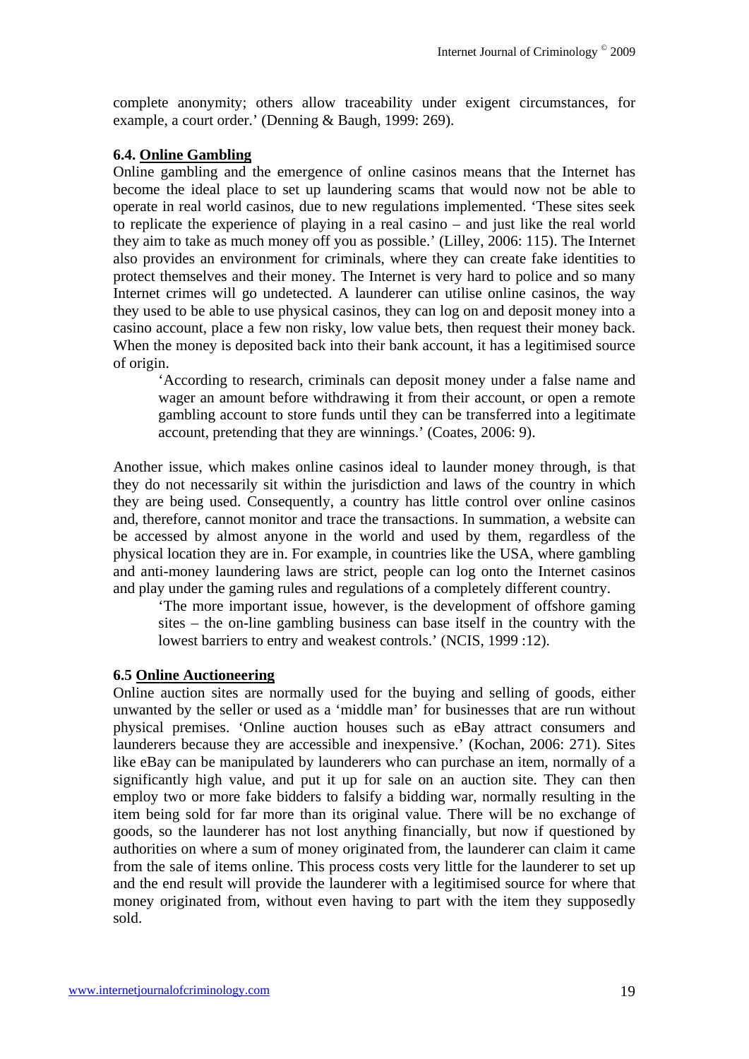complete anonymity; others allow traceability under exigent circumstances, for example, a court order.' (Denning & Baugh, 1999: 269).

### 6.4. <u>Online Gambling</u>

Online gambling and the emergence of online casinos means that the Internet has become the ideal place to set up laundering scams that would now not be able to operate in real world casinos, due to new regulations implemented. 'These sites seek to replicate the experience of playing in a real casino – and just like the real world they aim to take as much money off you as possible.' (Lilley, 2006: 115). The Internet also provides an environment for criminals, where they can create fake identities to protect themselves and their money. The Internet is very hard to police and so many Internet crimes will go undetected. A launderer can utilise online casinos, the way they used to be able to use physical casinos, they can log on and deposit money into a casino account, place a few non risky, low value bets, then request their money back. When the money is deposited back into their bank account, it has a legitimised source of origin.

> 'According to research, criminals can deposit money under a false name and wager an amount before withdrawing it from their account, or open a remote gambling account to store funds until they can be transferred into a legitimate account, pretending that they are winnings.' (Coates, 2006: 9).

Another issue, which makes online casinos ideal to launder money through, is that they do not necessarily sit within the jurisdiction and laws of the country in which they are being used. Consequently, a country has little control over online casinos and, therefore, cannot monitor and trace the transactions. In summation, a website can be accessed by almost anyone in the world and used by them, regardless of the physical location they are in. For example, in countries like the USA, where gambling and anti-money laundering laws are strict, people can log onto the Internet casinos and play under the gaming rules and regulations of a completely different country.

> 'The more important issue, however, is the development of offshore gaming sites – the on-line gambling business can base itself in the country with the lowest barriers to entry and weakest controls.' (NCIS, 1999 :12).

### 6.5 <u>Online Auctioneering</u>

Online auction sites are normally used for the buying and selling of goods, either unwanted by the seller or used as a 'middle man' for businesses that are run without physical premises. 'Online auction houses such as eBay attract consumers and launderers because they are accessible and inexpensive.' (Kochan, 2006: 271). Sites like eBay can be manipulated by launderers who can purchase an item, normally of a significantly high value, and put it up for sale on an auction site. They can then employ two or more fake bidders to falsify a bidding war, normally resulting in the item being sold for far more than its original value. There will be no exchange of goods, so the launderer has not lost anything financially, but now if questioned by authorities on where a sum of money originated from, the launderer can claim it came from the sale of items online. This process costs very little for the launderer to set up and the end result will provide the launderer with a legitimised source for where that money originated from, without even having to part with the item they supposedly sold.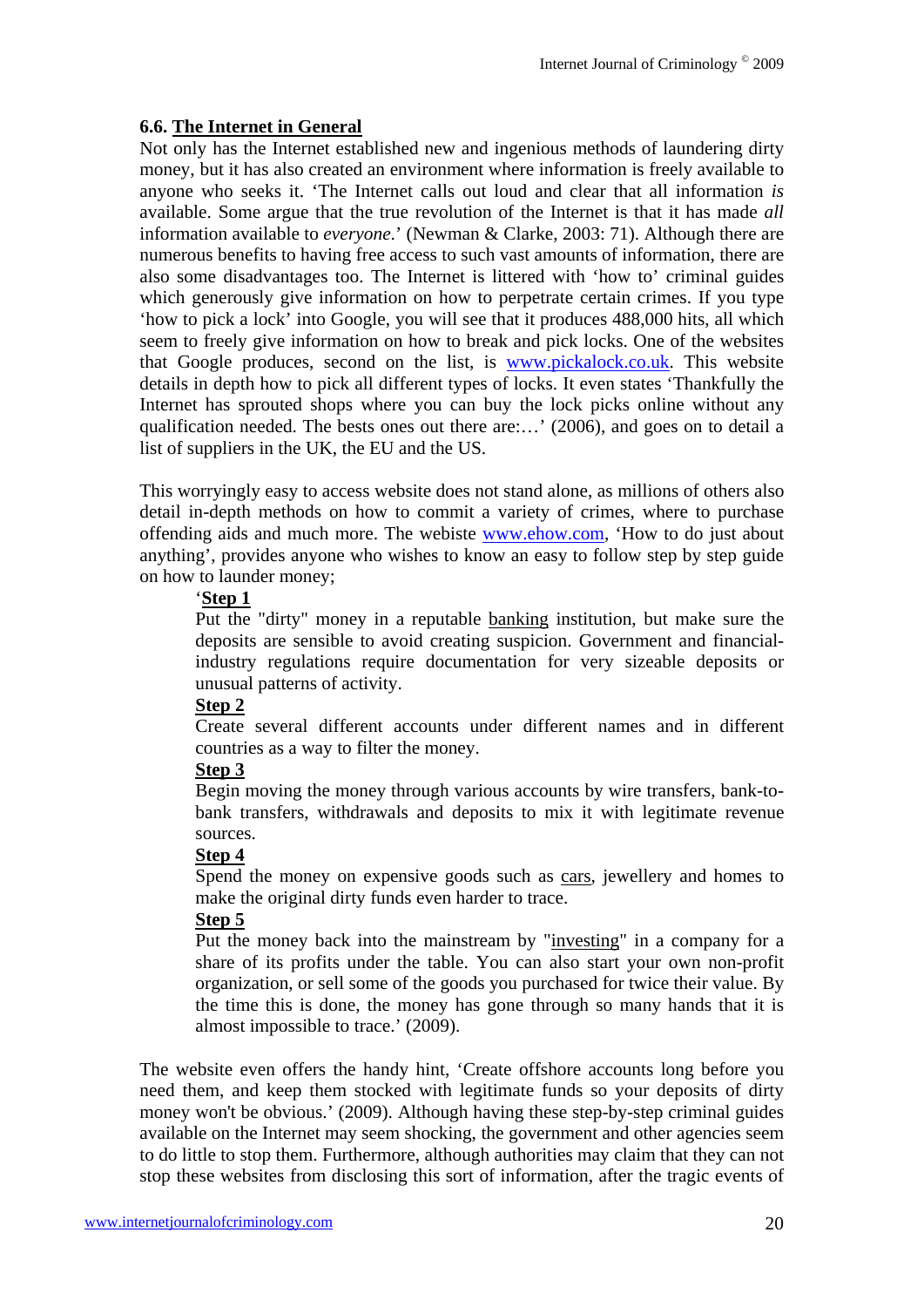## 6.6. The Internet in General

Not only has the Internet established new and ingenious methods of laundering dirty money, but it has also created an environment where information is freely available to anyone who seeks it. 'The Internet calls out loud and clear that all information *is* available. Some argue that the true revolution of the Internet is that it has made *all* information available to *everyone*.' (Newman & Clarke, 2003: 71). Although there are numerous benefits to having free access to such vast amounts of information, there are also some disadvantages too. The Internet is littered with 'how to' criminal guides which generously give information on how to perpetrate certain crimes. If you type 'how to pick a lock' into Google, you will see that it produces 488,000 hits, all which seem to freely give information on how to break and pick locks. One of the websites that Google produces, second on the list, is www.pickalock.co.uk. This website details in depth how to pick all different types of locks. It even states 'Thankfully the Internet has sprouted shops where you can buy the lock picks online without any qualification needed. The bests ones out there are:…' (2006), and goes on to detail a list of suppliers in the UK, the EU and the US.

This worryingly easy to access website does not stand alone, as millions of others also detail in-depth methods on how to commit a variety of crimes, where to purchase offending aids and much more. The webiste www.ehow.com, 'How to do just about anything', provides anyone who wishes to know an easy to follow step by step guide on how to launder money;

> '**Step 1**
> Put the "dirty" money in a reputable banking institution, but make sure the deposits are sensible to avoid creating suspicion. Government and financial-industry regulations require documentation for very sizeable deposits or unusual patterns of activity.
> **Step 2**
> Create several different accounts under different names and in different countries as a way to filter the money.
> **Step 3**
> Begin moving the money through various accounts by wire transfers, bank-to-bank transfers, withdrawals and deposits to mix it with legitimate revenue sources.
> **Step 4**
> Spend the money on expensive goods such as cars, jewellery and homes to make the original dirty funds even harder to trace.
> **Step 5**
> Put the money back into the mainstream by "investing" in a company for a share of its profits under the table. You can also start your own non-profit organization, or sell some of the goods you purchased for twice their value. By the time this is done, the money has gone through so many hands that it is almost impossible to trace.' (2009).

The website even offers the handy hint, 'Create offshore accounts long before you need them, and keep them stocked with legitimate funds so your deposits of dirty money won't be obvious.' (2009). Although having these step-by-step criminal guides available on the Internet may seem shocking, the government and other agencies seem to do little to stop them. Furthermore, although authorities may claim that they can not stop these websites from disclosing this sort of information, after the tragic events of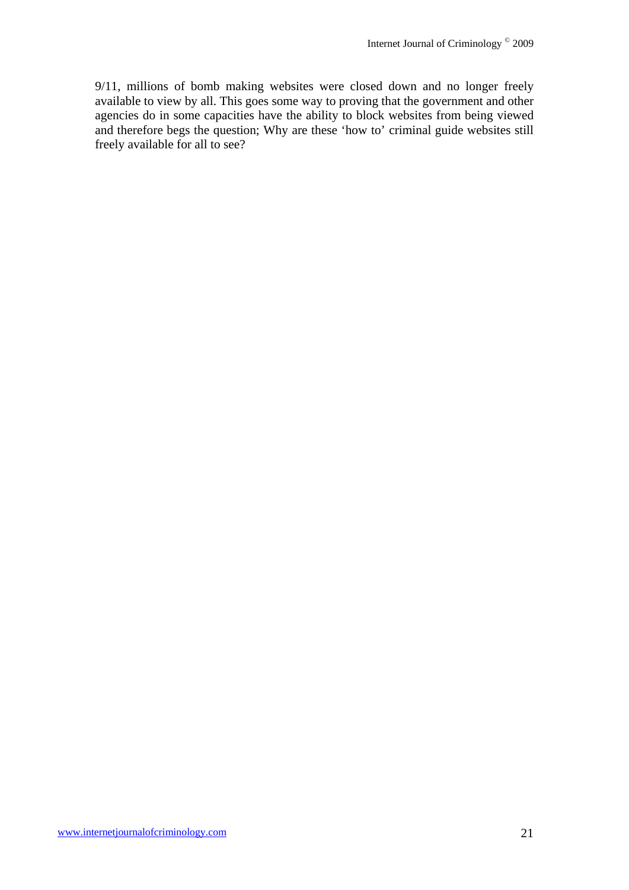9/11, millions of bomb making websites were closed down and no longer freely available to view by all. This goes some way to proving that the government and other agencies do in some capacities have the ability to block websites from being viewed and therefore begs the question; Why are these 'how to' criminal guide websites still freely available for all to see?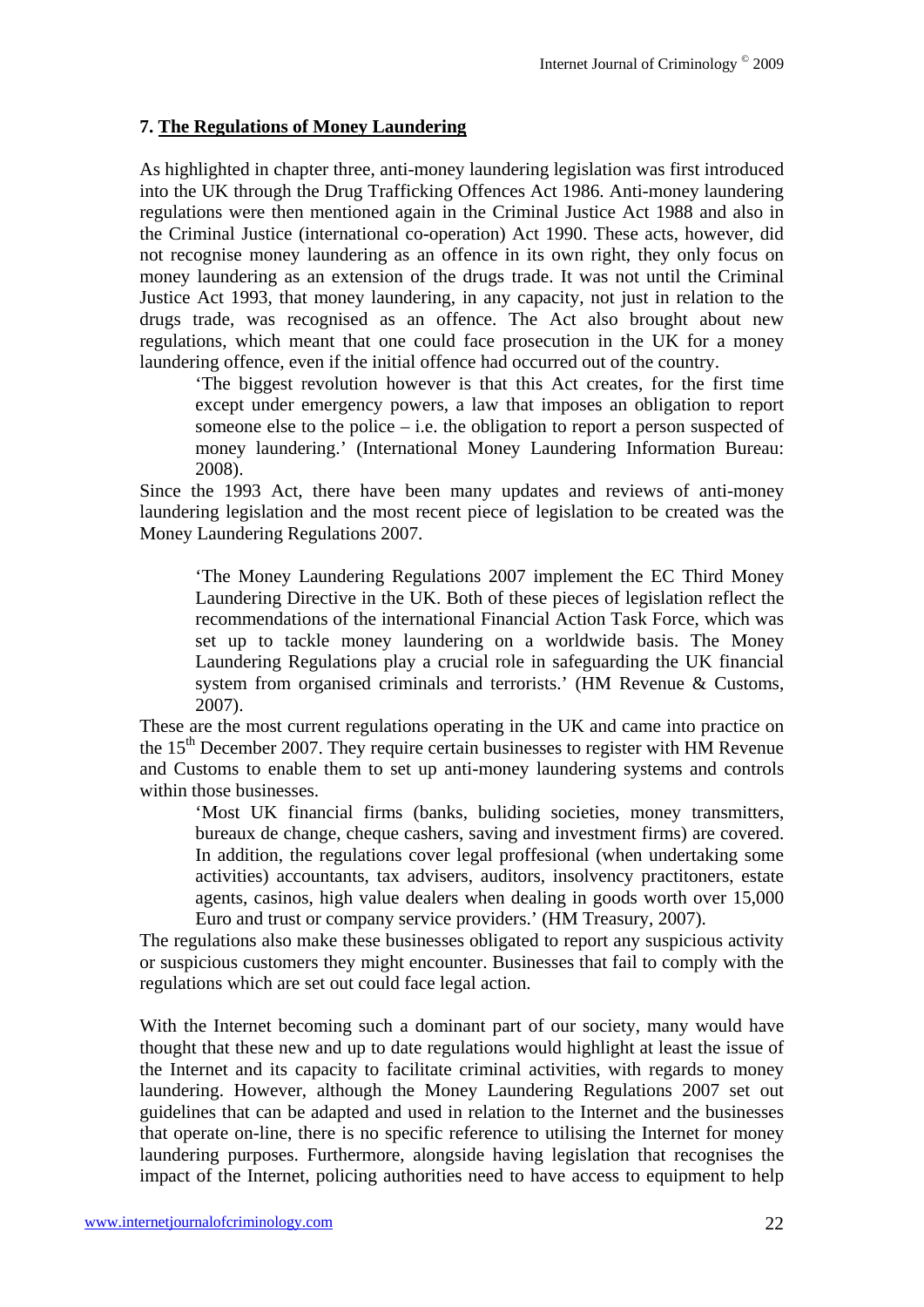## 7. The Regulations of Money Laundering

As highlighted in chapter three, anti-money laundering legislation was first introduced into the UK through the Drug Trafficking Offences Act 1986. Anti-money laundering regulations were then mentioned again in the Criminal Justice Act 1988 and also in the Criminal Justice (international co-operation) Act 1990. These acts, however, did not recognise money laundering as an offence in its own right, they only focus on money laundering as an extension of the drugs trade. It was not until the Criminal Justice Act 1993, that money laundering, in any capacity, not just in relation to the drugs trade, was recognised as an offence. The Act also brought about new regulations, which meant that one could face prosecution in the UK for a money laundering offence, even if the initial offence had occurred out of the country.

> 'The biggest revolution however is that this Act creates, for the first time except under emergency powers, a law that imposes an obligation to report someone else to the police – i.e. the obligation to report a person suspected of money laundering.' (International Money Laundering Information Bureau: 2008).

Since the 1993 Act, there have been many updates and reviews of anti-money laundering legislation and the most recent piece of legislation to be created was the Money Laundering Regulations 2007.

> 'The Money Laundering Regulations 2007 implement the EC Third Money Laundering Directive in the UK. Both of these pieces of legislation reflect the recommendations of the international Financial Action Task Force, which was set up to tackle money laundering on a worldwide basis. The Money Laundering Regulations play a crucial role in safeguarding the UK financial system from organised criminals and terrorists.' (HM Revenue & Customs, 2007).

These are the most current regulations operating in the UK and came into practice on the 15th December 2007. They require certain businesses to register with HM Revenue and Customs to enable them to set up anti-money laundering systems and controls within those businesses.

> 'Most UK financial firms (banks, buliding societies, money transmitters, bureaux de change, cheque cashers, saving and investment firms) are covered. In addition, the regulations cover legal proffesional (when undertaking some activities) accountants, tax advisers, auditors, insolvency practitoners, estate agents, casinos, high value dealers when dealing in goods worth over 15,000 Euro and trust or company service providers.' (HM Treasury, 2007).

The regulations also make these businesses obligated to report any suspicious activity or suspicious customers they might encounter. Businesses that fail to comply with the regulations which are set out could face legal action.

With the Internet becoming such a dominant part of our society, many would have thought that these new and up to date regulations would highlight at least the issue of the Internet and its capacity to facilitate criminal activities, with regards to money laundering. However, although the Money Laundering Regulations 2007 set out guidelines that can be adapted and used in relation to the Internet and the businesses that operate on-line, there is no specific reference to utilising the Internet for money laundering purposes. Furthermore, alongside having legislation that recognises the impact of the Internet, policing authorities need to have access to equipment to help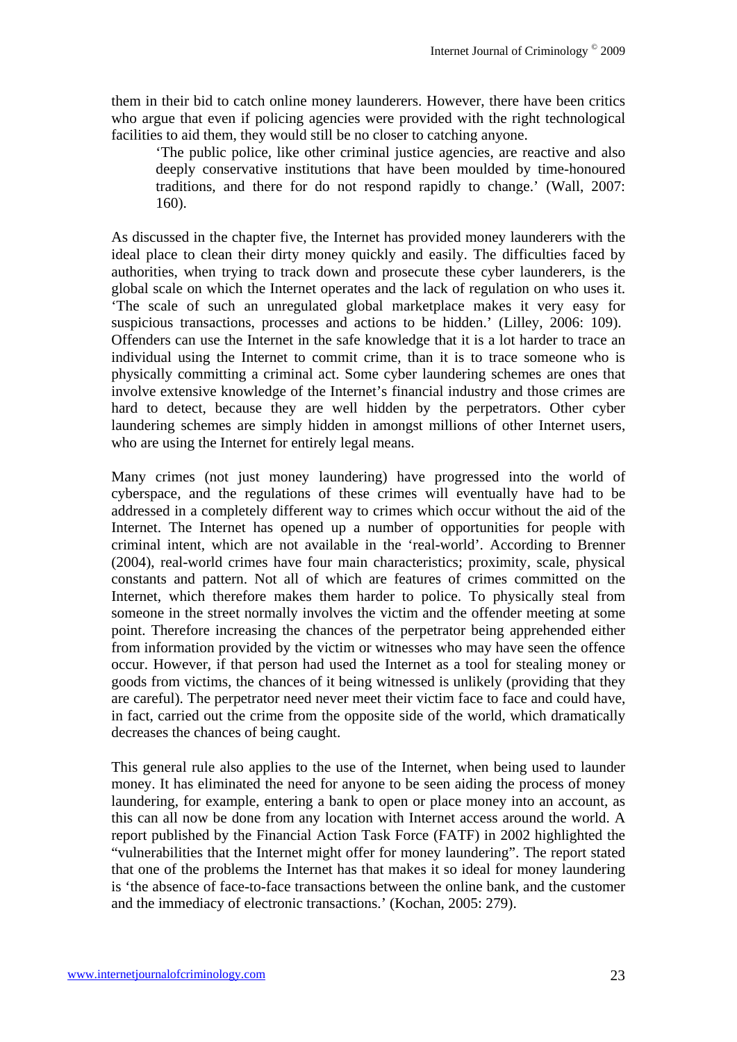them in their bid to catch online money launderers. However, there have been critics who argue that even if policing agencies were provided with the right technological facilities to aid them, they would still be no closer to catching anyone.

> 'The public police, like other criminal justice agencies, are reactive and also deeply conservative institutions that have been moulded by time-honoured traditions, and there for do not respond rapidly to change.' (Wall, 2007: 160).

As discussed in the chapter five, the Internet has provided money launderers with the ideal place to clean their dirty money quickly and easily. The difficulties faced by authorities, when trying to track down and prosecute these cyber launderers, is the global scale on which the Internet operates and the lack of regulation on who uses it. 'The scale of such an unregulated global marketplace makes it very easy for suspicious transactions, processes and actions to be hidden.' (Lilley, 2006: 109). Offenders can use the Internet in the safe knowledge that it is a lot harder to trace an individual using the Internet to commit crime, than it is to trace someone who is physically committing a criminal act. Some cyber laundering schemes are ones that involve extensive knowledge of the Internet's financial industry and those crimes are hard to detect, because they are well hidden by the perpetrators. Other cyber laundering schemes are simply hidden in amongst millions of other Internet users, who are using the Internet for entirely legal means.

Many crimes (not just money laundering) have progressed into the world of cyberspace, and the regulations of these crimes will eventually have had to be addressed in a completely different way to crimes which occur without the aid of the Internet. The Internet has opened up a number of opportunities for people with criminal intent, which are not available in the 'real-world'. According to Brenner (2004), real-world crimes have four main characteristics; proximity, scale, physical constants and pattern. Not all of which are features of crimes committed on the Internet, which therefore makes them harder to police. To physically steal from someone in the street normally involves the victim and the offender meeting at some point. Therefore increasing the chances of the perpetrator being apprehended either from information provided by the victim or witnesses who may have seen the offence occur. However, if that person had used the Internet as a tool for stealing money or goods from victims, the chances of it being witnessed is unlikely (providing that they are careful). The perpetrator need never meet their victim face to face and could have, in fact, carried out the crime from the opposite side of the world, which dramatically decreases the chances of being caught.

This general rule also applies to the use of the Internet, when being used to launder money. It has eliminated the need for anyone to be seen aiding the process of money laundering, for example, entering a bank to open or place money into an account, as this can all now be done from any location with Internet access around the world. A report published by the Financial Action Task Force (FATF) in 2002 highlighted the "vulnerabilities that the Internet might offer for money laundering". The report stated that one of the problems the Internet has that makes it so ideal for money laundering is 'the absence of face-to-face transactions between the online bank, and the customer and the immediacy of electronic transactions.' (Kochan, 2005: 279).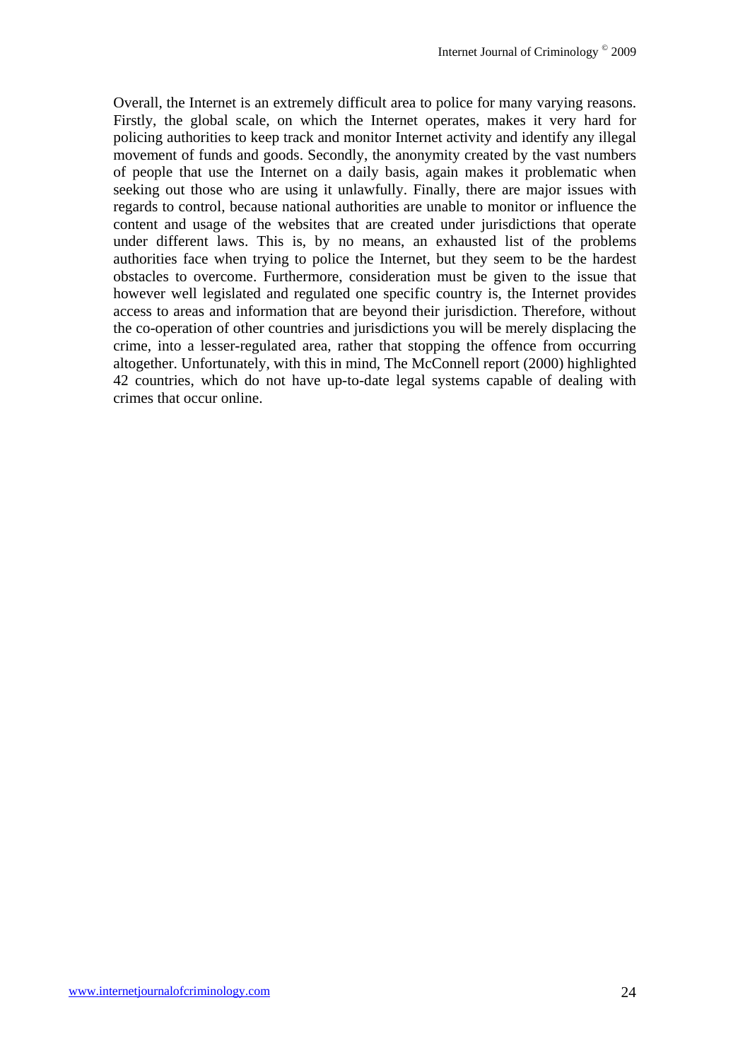Overall, the Internet is an extremely difficult area to police for many varying reasons. Firstly, the global scale, on which the Internet operates, makes it very hard for policing authorities to keep track and monitor Internet activity and identify any illegal movement of funds and goods. Secondly, the anonymity created by the vast numbers of people that use the Internet on a daily basis, again makes it problematic when seeking out those who are using it unlawfully. Finally, there are major issues with regards to control, because national authorities are unable to monitor or influence the content and usage of the websites that are created under jurisdictions that operate under different laws. This is, by no means, an exhausted list of the problems authorities face when trying to police the Internet, but they seem to be the hardest obstacles to overcome. Furthermore, consideration must be given to the issue that however well legislated and regulated one specific country is, the Internet provides access to areas and information that are beyond their jurisdiction. Therefore, without the co-operation of other countries and jurisdictions you will be merely displacing the crime, into a lesser-regulated area, rather that stopping the offence from occurring altogether. Unfortunately, with this in mind, The McConnell report (2000) highlighted 42 countries, which do not have up-to-date legal systems capable of dealing with crimes that occur online.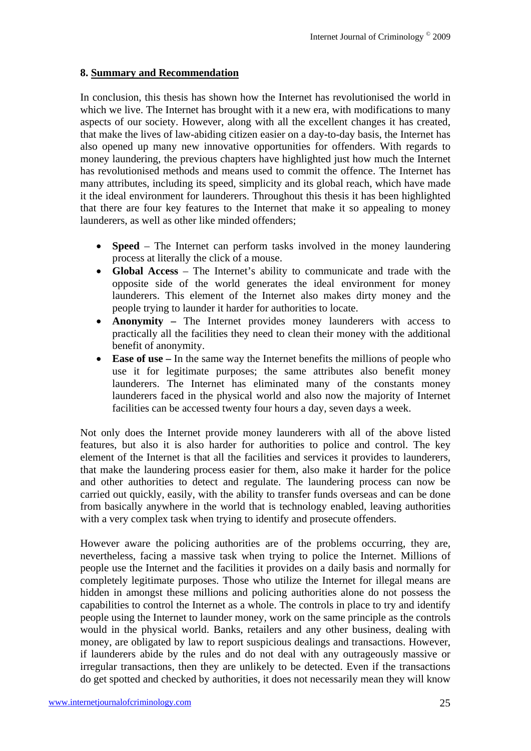## 8. Summary and Recommendation

In conclusion, this thesis has shown how the Internet has revolutionised the world in which we live. The Internet has brought with it a new era, with modifications to many aspects of our society. However, along with all the excellent changes it has created, that make the lives of law-abiding citizen easier on a day-to-day basis, the Internet has also opened up many new innovative opportunities for offenders. With regards to money laundering, the previous chapters have highlighted just how much the Internet has revolutionised methods and means used to commit the offence. The Internet has many attributes, including its speed, simplicity and its global reach, which have made it the ideal environment for launderers. Throughout this thesis it has been highlighted that there are four key features to the Internet that make it so appealing to money launderers, as well as other like minded offenders;

- **Speed** – The Internet can perform tasks involved in the money laundering process at literally the click of a mouse.
- **Global Access** – The Internet's ability to communicate and trade with the opposite side of the world generates the ideal environment for money launderers. This element of the Internet also makes dirty money and the people trying to launder it harder for authorities to locate.
- **Anonymity –** The Internet provides money launderers with access to practically all the facilities they need to clean their money with the additional benefit of anonymity.
- **Ease of use –** In the same way the Internet benefits the millions of people who use it for legitimate purposes; the same attributes also benefit money launderers. The Internet has eliminated many of the constants money launderers faced in the physical world and also now the majority of Internet facilities can be accessed twenty four hours a day, seven days a week.

Not only does the Internet provide money launderers with all of the above listed features, but also it is also harder for authorities to police and control. The key element of the Internet is that all the facilities and services it provides to launderers, that make the laundering process easier for them, also make it harder for the police and other authorities to detect and regulate. The laundering process can now be carried out quickly, easily, with the ability to transfer funds overseas and can be done from basically anywhere in the world that is technology enabled, leaving authorities with a very complex task when trying to identify and prosecute offenders.

However aware the policing authorities are of the problems occurring, they are, nevertheless, facing a massive task when trying to police the Internet. Millions of people use the Internet and the facilities it provides on a daily basis and normally for completely legitimate purposes. Those who utilize the Internet for illegal means are hidden in amongst these millions and policing authorities alone do not possess the capabilities to control the Internet as a whole. The controls in place to try and identify people using the Internet to launder money, work on the same principle as the controls would in the physical world. Banks, retailers and any other business, dealing with money, are obligated by law to report suspicious dealings and transactions. However, if launderers abide by the rules and do not deal with any outrageously massive or irregular transactions, then they are unlikely to be detected. Even if the transactions do get spotted and checked by authorities, it does not necessarily mean they will know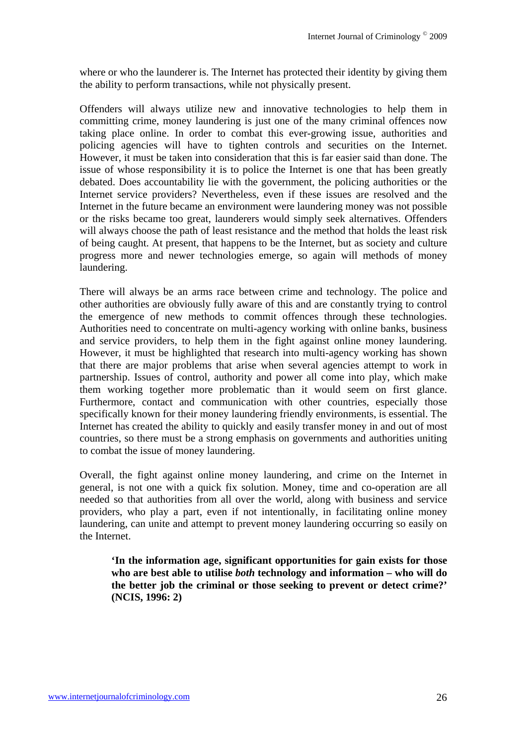where or who the launderer is. The Internet has protected their identity by giving them the ability to perform transactions, while not physically present.

Offenders will always utilize new and innovative technologies to help them in committing crime, money laundering is just one of the many criminal offences now taking place online. In order to combat this ever-growing issue, authorities and policing agencies will have to tighten controls and securities on the Internet. However, it must be taken into consideration that this is far easier said than done. The issue of whose responsibility it is to police the Internet is one that has been greatly debated. Does accountability lie with the government, the policing authorities or the Internet service providers? Nevertheless, even if these issues are resolved and the Internet in the future became an environment were laundering money was not possible or the risks became too great, launderers would simply seek alternatives. Offenders will always choose the path of least resistance and the method that holds the least risk of being caught. At present, that happens to be the Internet, but as society and culture progress more and newer technologies emerge, so again will methods of money laundering.

There will always be an arms race between crime and technology. The police and other authorities are obviously fully aware of this and are constantly trying to control the emergence of new methods to commit offences through these technologies. Authorities need to concentrate on multi-agency working with online banks, business and service providers, to help them in the fight against online money laundering. However, it must be highlighted that research into multi-agency working has shown that there are major problems that arise when several agencies attempt to work in partnership. Issues of control, authority and power all come into play, which make them working together more problematic than it would seem on first glance. Furthermore, contact and communication with other countries, especially those specifically known for their money laundering friendly environments, is essential. The Internet has created the ability to quickly and easily transfer money in and out of most countries, so there must be a strong emphasis on governments and authorities uniting to combat the issue of money laundering.

Overall, the fight against online money laundering, and crime on the Internet in general, is not one with a quick fix solution. Money, time and co-operation are all needed so that authorities from all over the world, along with business and service providers, who play a part, even if not intentionally, in facilitating online money laundering, can unite and attempt to prevent money laundering occurring so easily on the Internet.

> **'In the information age, significant opportunities for gain exists for those who are best able to utilise *both* technology and information – who will do the better job the criminal or those seeking to prevent or detect crime?' (NCIS, 1996: 2)**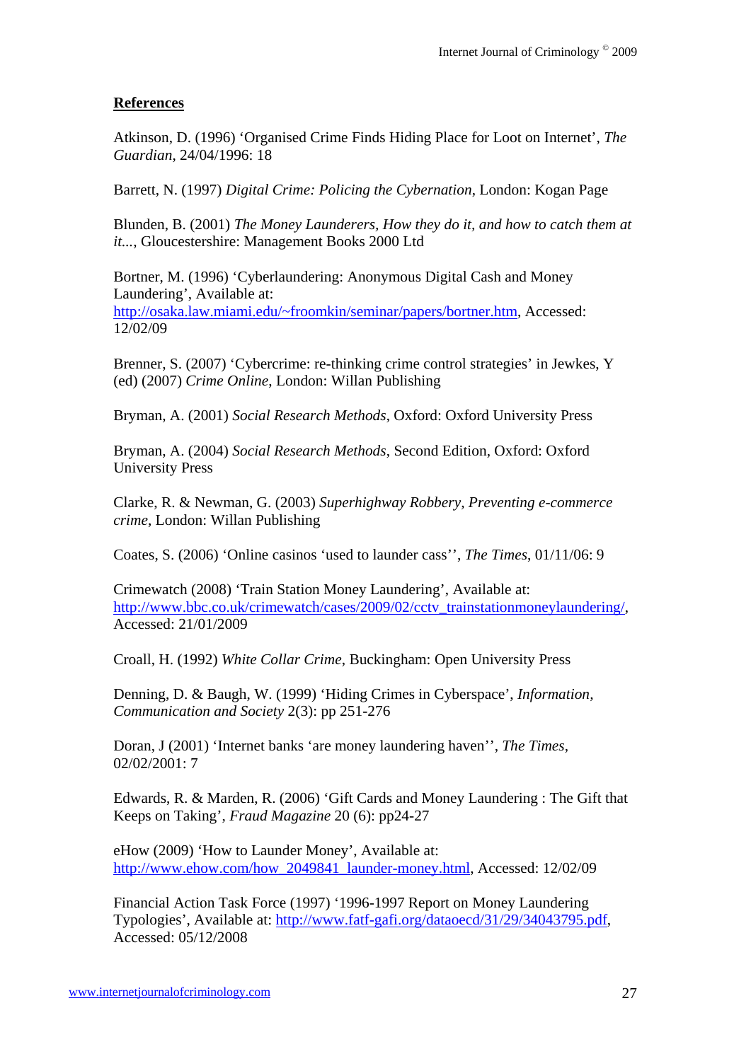**References**

Atkinson, D. (1996) 'Organised Crime Finds Hiding Place for Loot on Internet', *The Guardian*, 24/04/1996: 18

Barrett, N. (1997) *Digital Crime: Policing the Cybernation*, London: Kogan Page

Blunden, B. (2001) *The Money Launderers, How they do it, and how to catch them at it...*, Gloucestershire: Management Books 2000 Ltd

Bortner, M. (1996) 'Cyberlaundering: Anonymous Digital Cash and Money Laundering', Available at: http://osaka.law.miami.edu/~froomkin/seminar/papers/bortner.htm, Accessed: 12/02/09

Brenner, S. (2007) 'Cybercrime: re-thinking crime control strategies' in Jewkes, Y (ed) (2007) *Crime Online*, London: Willan Publishing

Bryman, A. (2001) *Social Research Methods*, Oxford: Oxford University Press

Bryman, A. (2004) *Social Research Methods*, Second Edition, Oxford: Oxford University Press

Clarke, R. & Newman, G. (2003) *Superhighway Robbery, Preventing e-commerce crime*, London: Willan Publishing

Coates, S. (2006) 'Online casinos 'used to launder cass'', *The Times*, 01/11/06: 9

Crimewatch (2008) 'Train Station Money Laundering', Available at: http://www.bbc.co.uk/crimewatch/cases/2009/02/cctv_trainstationmoneylaundering/, Accessed: 21/01/2009

Croall, H. (1992) *White Collar Crime*, Buckingham: Open University Press

Denning, D. & Baugh, W. (1999) 'Hiding Crimes in Cyberspace', *Information, Communication and Society* 2(3): pp 251-276

Doran, J (2001) 'Internet banks 'are money laundering haven'', *The Times*, 02/02/2001: 7

Edwards, R. & Marden, R. (2006) 'Gift Cards and Money Laundering : The Gift that Keeps on Taking', *Fraud Magazine* 20 (6): pp24-27

eHow (2009) 'How to Launder Money', Available at: http://www.ehow.com/how_2049841_launder-money.html, Accessed: 12/02/09

Financial Action Task Force (1997) '1996-1997 Report on Money Laundering Typologies', Available at: http://www.fatf-gafi.org/dataoecd/31/29/34043795.pdf, Accessed: 05/12/2008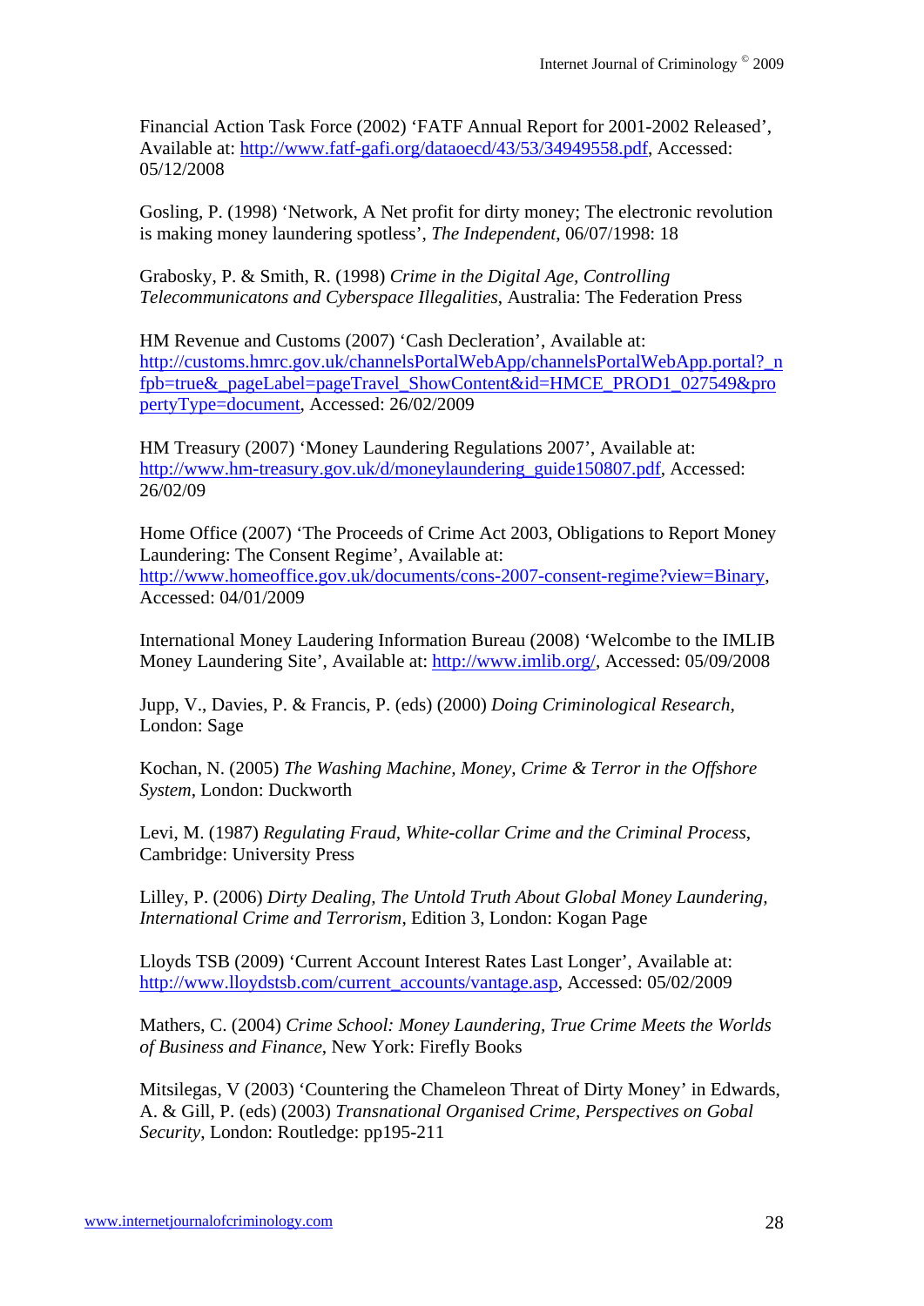Financial Action Task Force (2002) 'FATF Annual Report for 2001-2002 Released', Available at: http://www.fatf-gafi.org/dataoecd/43/53/34949558.pdf, Accessed: 05/12/2008

Gosling, P. (1998) 'Network, A Net profit for dirty money; The electronic revolution is making money laundering spotless', *The Independent*, 06/07/1998: 18

Grabosky, P. & Smith, R. (1998) *Crime in the Digital Age, Controlling Telecommunicatons and Cyberspace Illegalities*, Australia: The Federation Press

HM Revenue and Customs (2007) 'Cash Decleration', Available at: http://customs.hmrc.gov.uk/channelsPortalWebApp/channelsPortalWebApp.portal?_nfpb=true&_pageLabel=pageTravel_ShowContent&id=HMCE_PROD1_027549&propertyType=document, Accessed: 26/02/2009

HM Treasury (2007) 'Money Laundering Regulations 2007', Available at: http://www.hm-treasury.gov.uk/d/moneylaundering_guide150807.pdf, Accessed: 26/02/09

Home Office (2007) 'The Proceeds of Crime Act 2003, Obligations to Report Money Laundering: The Consent Regime', Available at: http://www.homeoffice.gov.uk/documents/cons-2007-consent-regime?view=Binary, Accessed: 04/01/2009

International Money Laudering Information Bureau (2008) 'Welcombe to the IMLIB Money Laundering Site', Available at: http://www.imlib.org/, Accessed: 05/09/2008

Jupp, V., Davies, P. & Francis, P. (eds) (2000) *Doing Criminological Research*, London: Sage

Kochan, N. (2005) *The Washing Machine, Money, Crime & Terror in the Offshore System*, London: Duckworth

Levi, M. (1987) *Regulating Fraud, White-collar Crime and the Criminal Process*, Cambridge: University Press

Lilley, P. (2006) *Dirty Dealing, The Untold Truth About Global Money Laundering, International Crime and Terrorism*, Edition 3, London: Kogan Page

Lloyds TSB (2009) 'Current Account Interest Rates Last Longer', Available at: http://www.lloydstsb.com/current_accounts/vantage.asp, Accessed: 05/02/2009

Mathers, C. (2004) *Crime School: Money Laundering, True Crime Meets the Worlds of Business and Finance*, New York: Firefly Books

Mitsilegas, V (2003) 'Countering the Chameleon Threat of Dirty Money' in Edwards, A. & Gill, P. (eds) (2003) *Transnational Organised Crime, Perspectives on Gobal Security*, London: Routledge: pp195-211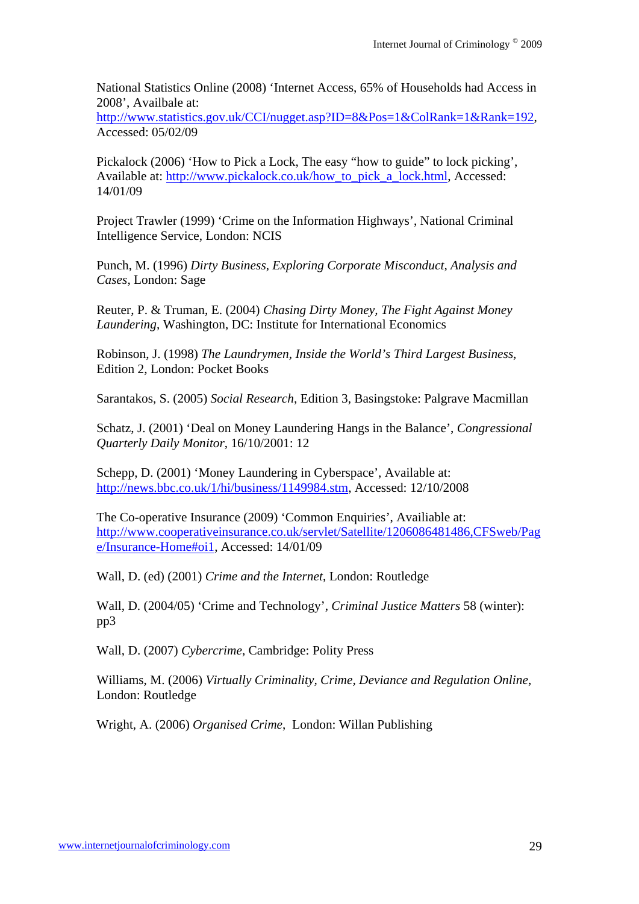National Statistics Online (2008) 'Internet Access, 65% of Households had Access in 2008', Availbale at: http://www.statistics.gov.uk/CCI/nugget.asp?ID=8&Pos=1&ColRank=1&Rank=192, Accessed: 05/02/09

Pickalock (2006) 'How to Pick a Lock, The easy "how to guide" to lock picking', Available at: http://www.pickalock.co.uk/how_to_pick_a_lock.html, Accessed: 14/01/09

Project Trawler (1999) 'Crime on the Information Highways', National Criminal Intelligence Service, London: NCIS

Punch, M. (1996) *Dirty Business, Exploring Corporate Misconduct, Analysis and Cases*, London: Sage

Reuter, P. & Truman, E. (2004) *Chasing Dirty Money, The Fight Against Money Laundering*, Washington, DC: Institute for International Economics

Robinson, J. (1998) *The Laundrymen, Inside the World's Third Largest Business*, Edition 2, London: Pocket Books

Sarantakos, S. (2005) *Social Research*, Edition 3, Basingstoke: Palgrave Macmillan

Schatz, J. (2001) 'Deal on Money Laundering Hangs in the Balance', *Congressional Quarterly Daily Monitor*, 16/10/2001: 12

Schepp, D. (2001) 'Money Laundering in Cyberspace', Available at: http://news.bbc.co.uk/1/hi/business/1149984.stm, Accessed: 12/10/2008

The Co-operative Insurance (2009) 'Common Enquiries', Availiable at: http://www.cooperativeinsurance.co.uk/servlet/Satellite/1206086481486,CFSweb/Page/Insurance-Home#oi1, Accessed: 14/01/09

Wall, D. (ed) (2001) *Crime and the Internet*, London: Routledge

Wall, D. (2004/05) 'Crime and Technology', *Criminal Justice Matters* 58 (winter): pp3

Wall, D. (2007) *Cybercrime*, Cambridge: Polity Press

Williams, M. (2006) *Virtually Criminality, Crime, Deviance and Regulation Online*, London: Routledge

Wright, A. (2006) *Organised Crime*, London: Willan Publishing